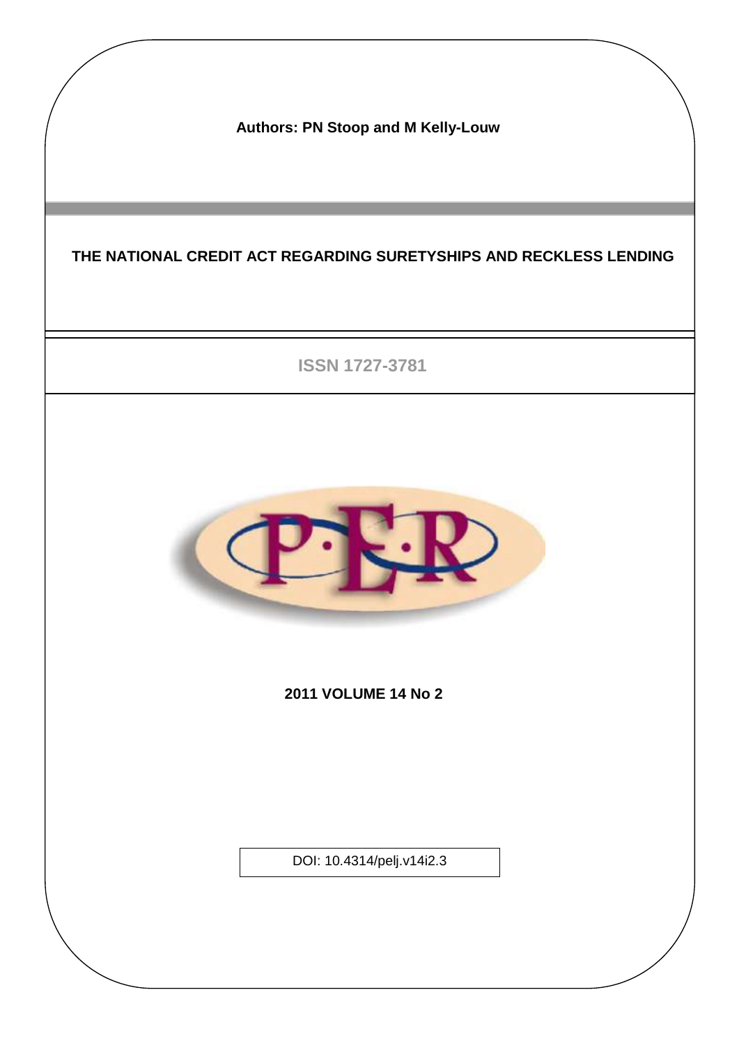**Authors: PN Stoop and M Kelly-Louw**

# THE NATIONAL CREDIT ACT REGARDING SURETYSHIPS AND RECKLESS LENDING

ISSN 1727-3781

**2011 VOLUME 14 No 2**

DOI: 10.4314/pelj.v14i2.3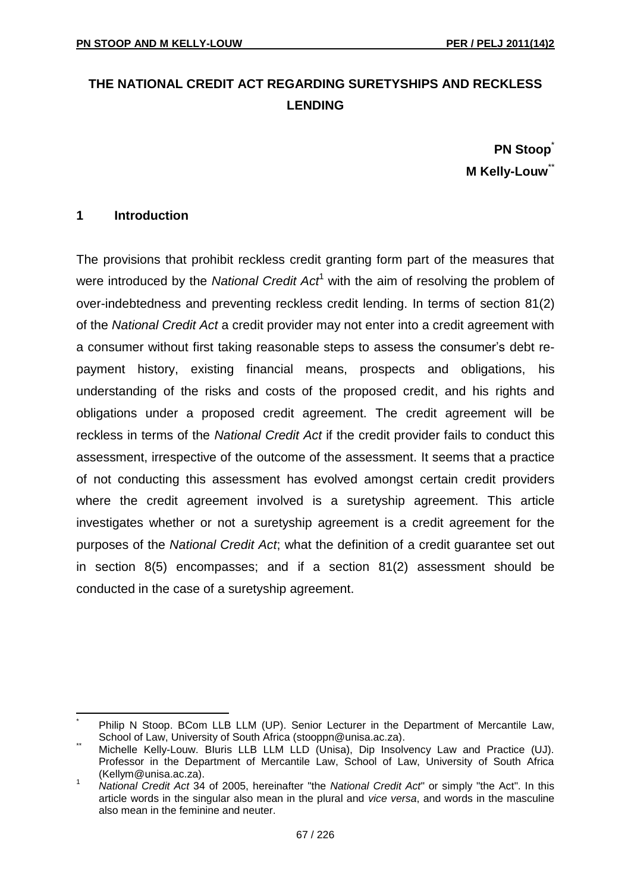# THE NATIONAL CREDIT ACT REGARDING SURETYSHIPS AND RECKLESS LENDING

**PN Stoop**[*]
**M Kelly-Louw**[**]

## 1 Introduction

The provisions that prohibit reckless credit granting form part of the measures that were introduced by the *National Credit Act*[1] with the aim of resolving the problem of over-indebtedness and preventing reckless credit lending. In terms of section 81(2) of the *National Credit Act* a credit provider may not enter into a credit agreement with a consumer without first taking reasonable steps to assess the consumer's debt re-payment history, existing financial means, prospects and obligations, his understanding of the risks and costs of the proposed credit, and his rights and obligations under a proposed credit agreement. The credit agreement will be reckless in terms of the *National Credit Act* if the credit provider fails to conduct this assessment, irrespective of the outcome of the assessment. It seems that a practice of not conducting this assessment has evolved amongst certain credit providers where the credit agreement involved is a suretyship agreement. This article investigates whether or not a suretyship agreement is a credit agreement for the purposes of the *National Credit Act*; what the definition of a credit guarantee set out in section 8(5) encompasses; and if a section 81(2) assessment should be conducted in the case of a suretyship agreement.

---

[*] Philip N Stoop. BCom LLB LLM (UP). Senior Lecturer in the Department of Mercantile Law, School of Law, University of South Africa (stooppn@unisa.ac.za).

[**] Michelle Kelly-Louw. BIuris LLB LLM LLD (Unisa), Dip Insolvency Law and Practice (UJ). Professor in the Department of Mercantile Law, School of Law, University of South Africa (Kellym@unisa.ac.za).

[1] *National Credit Act* 34 of 2005, hereinafter "the *National Credit Act*" or simply "the Act". In this article words in the singular also mean in the plural and *vice versa*, and words in the masculine also mean in the feminine and neuter.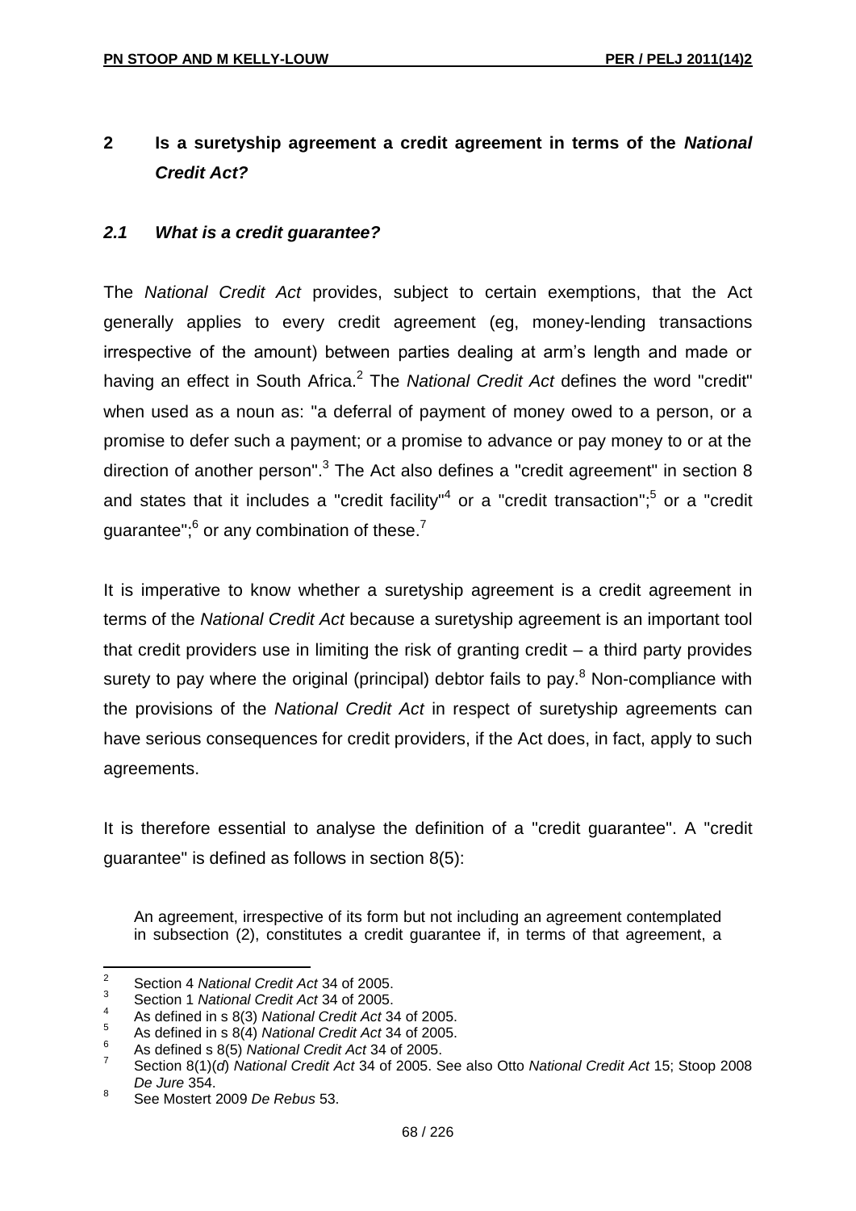## 2 Is a suretyship agreement a credit agreement in terms of the *National Credit Act*?

### *2.1 What is a credit guarantee?*

The *National Credit Act* provides, subject to certain exemptions, that the Act generally applies to every credit agreement (eg, money-lending transactions irrespective of the amount) between parties dealing at arm's length and made or having an effect in South Africa.[2] The *National Credit Act* defines the word "credit" when used as a noun as: "a deferral of payment of money owed to a person, or a promise to defer such a payment; or a promise to advance or pay money to or at the direction of another person".[3] The Act also defines a "credit agreement" in section 8 and states that it includes a "credit facility"[4] or a "credit transaction";[5] or a "credit guarantee";[6] or any combination of these.[7]

It is imperative to know whether a suretyship agreement is a credit agreement in terms of the *National Credit Act* because a suretyship agreement is an important tool that credit providers use in limiting the risk of granting credit – a third party provides surety to pay where the original (principal) debtor fails to pay.[8] Non-compliance with the provisions of the *National Credit Act* in respect of suretyship agreements can have serious consequences for credit providers, if the Act does, in fact, apply to such agreements.

It is therefore essential to analyse the definition of a "credit guarantee". A "credit guarantee" is defined as follows in section 8(5):

> An agreement, irrespective of its form but not including an agreement contemplated in subsection (2), constitutes a credit guarantee if, in terms of that agreement, a

---

[2] Section 4 *National Credit Act* 34 of 2005.

[3] Section 1 *National Credit Act* 34 of 2005.

[4] As defined in s 8(3) *National Credit Act* 34 of 2005.

[5] As defined in s 8(4) *National Credit Act* 34 of 2005.

[6] As defined s 8(5) *National Credit Act* 34 of 2005.

[7] Section 8(1)(*d*) *National Credit Act* 34 of 2005. See also Otto *National Credit Act* 15; Stoop 2008 *De Jure* 354.

[8] See Mostert 2009 *De Rebus* 53.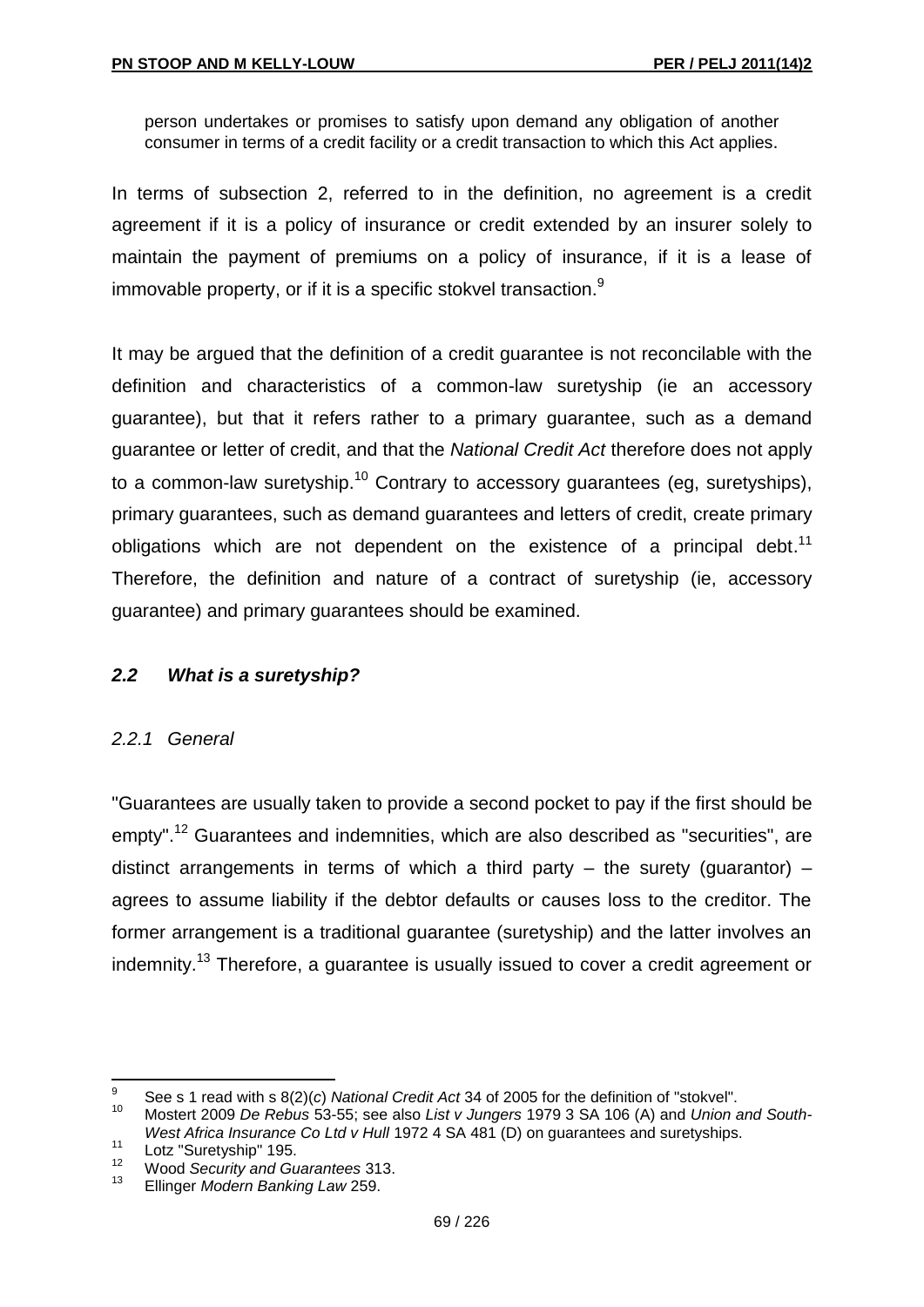person undertakes or promises to satisfy upon demand any obligation of another consumer in terms of a credit facility or a credit transaction to which this Act applies.

In terms of subsection 2, referred to in the definition, no agreement is a credit agreement if it is a policy of insurance or credit extended by an insurer solely to maintain the payment of premiums on a policy of insurance, if it is a lease of immovable property, or if it is a specific stokvel transaction.[9]

It may be argued that the definition of a credit guarantee is not reconcilable with the definition and characteristics of a common-law suretyship (ie an accessory guarantee), but that it refers rather to a primary guarantee, such as a demand guarantee or letter of credit, and that the *National Credit Act* therefore does not apply to a common-law suretyship.[10] Contrary to accessory guarantees (eg, suretyships), primary guarantees, such as demand guarantees and letters of credit, create primary obligations which are not dependent on the existence of a principal debt.[11] Therefore, the definition and nature of a contract of suretyship (ie, accessory guarantee) and primary guarantees should be examined.

### *2.2 What is a suretyship?*

#### *2.2.1 General*

"Guarantees are usually taken to provide a second pocket to pay if the first should be empty".[12] Guarantees and indemnities, which are also described as "securities", are distinct arrangements in terms of which a third party – the surety (guarantor) – agrees to assume liability if the debtor defaults or causes loss to the creditor. The former arrangement is a traditional guarantee (suretyship) and the latter involves an indemnity.[13] Therefore, a guarantee is usually issued to cover a credit agreement or

---

[9] See s 1 read with s 8(2)(c) *National Credit Act* 34 of 2005 for the definition of "stokvel".

[10] Mostert 2009 *De Rebus* 53-55; see also *List v Jungers* 1979 3 SA 106 (A) and *Union and South-West Africa Insurance Co Ltd v Hull* 1972 4 SA 481 (D) on guarantees and suretyships.

[11] Lotz "Suretyship" 195.

[12] Wood *Security and Guarantees* 313.

[13] Ellinger *Modern Banking Law* 259.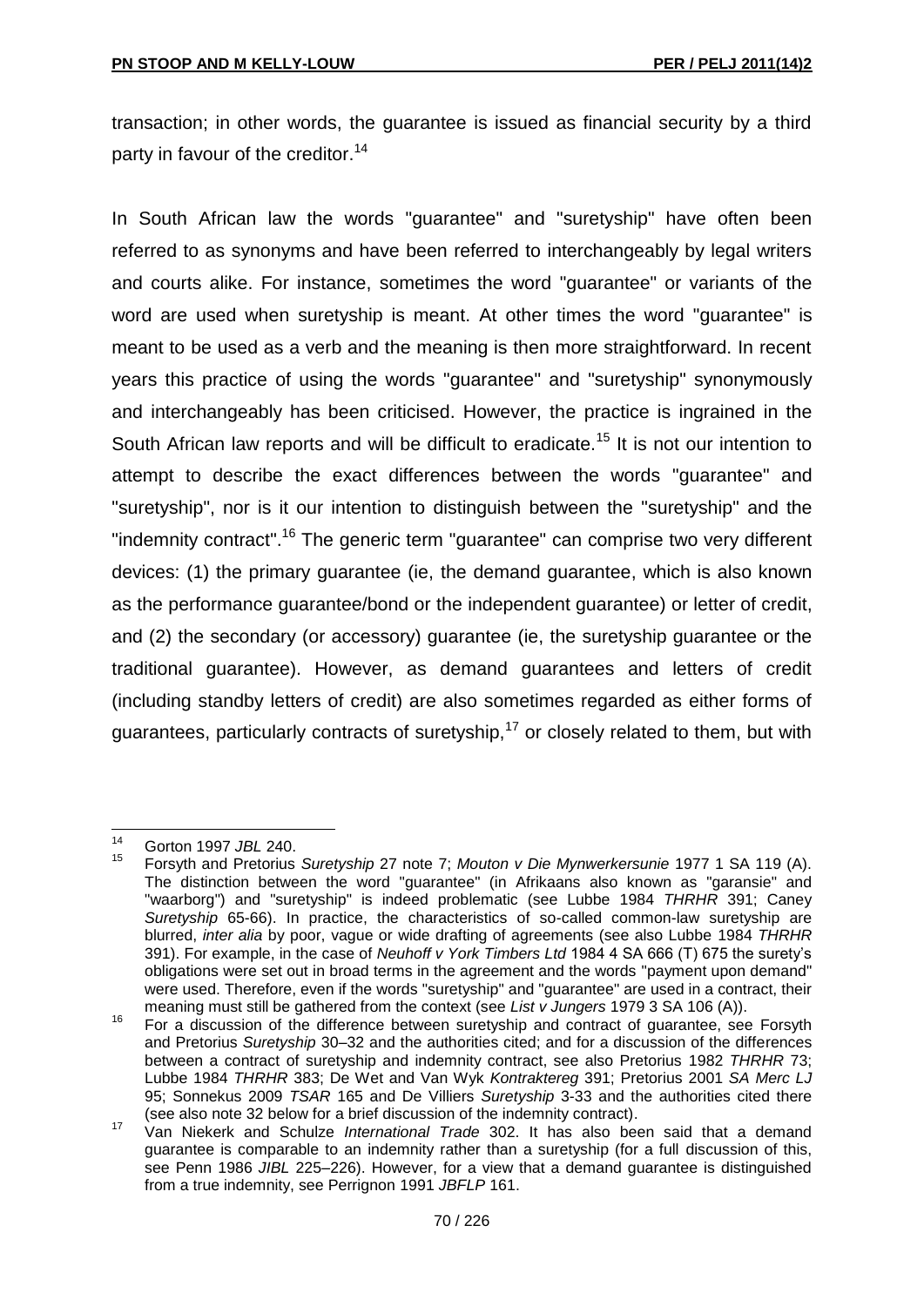transaction; in other words, the guarantee is issued as financial security by a third party in favour of the creditor.[14]

In South African law the words "guarantee" and "suretyship" have often been referred to as synonyms and have been referred to interchangeably by legal writers and courts alike. For instance, sometimes the word "guarantee" or variants of the word are used when suretyship is meant. At other times the word "guarantee" is meant to be used as a verb and the meaning is then more straightforward. In recent years this practice of using the words "guarantee" and "suretyship" synonymously and interchangeably has been criticised. However, the practice is ingrained in the South African law reports and will be difficult to eradicate.[15] It is not our intention to attempt to describe the exact differences between the words "guarantee" and "suretyship", nor is it our intention to distinguish between the "suretyship" and the "indemnity contract".[16] The generic term "guarantee" can comprise two very different devices: (1) the primary guarantee (ie, the demand guarantee, which is also known as the performance guarantee/bond or the independent guarantee) or letter of credit, and (2) the secondary (or accessory) guarantee (ie, the suretyship guarantee or the traditional guarantee). However, as demand guarantees and letters of credit (including standby letters of credit) are also sometimes regarded as either forms of guarantees, particularly contracts of suretyship,[17] or closely related to them, but with

---

[14] Gorton 1997 *JBL* 240.

[15] Forsyth and Pretorius *Suretyship* 27 note 7; *Mouton v Die Mynwerkersunie* 1977 1 SA 119 (A). The distinction between the word "guarantee" (in Afrikaans also known as "garansie" and "waarborg") and "suretyship" is indeed problematic (see Lubbe 1984 *THRHR* 391; Caney *Suretyship* 65-66). In practice, the characteristics of so-called common-law suretyship are blurred, *inter alia* by poor, vague or wide drafting of agreements (see also Lubbe 1984 *THRHR* 391). For example, in the case of *Neuhoff v York Timbers Ltd* 1984 4 SA 666 (T) 675 the surety's obligations were set out in broad terms in the agreement and the words "payment upon demand" were used. Therefore, even if the words "suretyship" and "guarantee" are used in a contract, their meaning must still be gathered from the context (see *List v Jungers* 1979 3 SA 106 (A)).

[16] For a discussion of the difference between suretyship and contract of guarantee, see Forsyth and Pretorius *Suretyship* 30–32 and the authorities cited; and for a discussion of the differences between a contract of suretyship and indemnity contract, see also Pretorius 1982 *THRHR* 73; Lubbe 1984 *THRHR* 383; De Wet and Van Wyk *Kontraktereg* 391; Pretorius 2001 *SA Merc LJ* 95; Sonnekus 2009 *TSAR* 165 and De Villiers *Suretyship* 3-33 and the authorities cited there (see also note 32 below for a brief discussion of the indemnity contract).

[17] Van Niekerk and Schulze *International Trade* 302. It has also been said that a demand guarantee is comparable to an indemnity rather than a suretyship (for a full discussion of this, see Penn 1986 *JIBL* 225–226). However, for a view that a demand guarantee is distinguished from a true indemnity, see Perrignon 1991 *JBFLP* 161.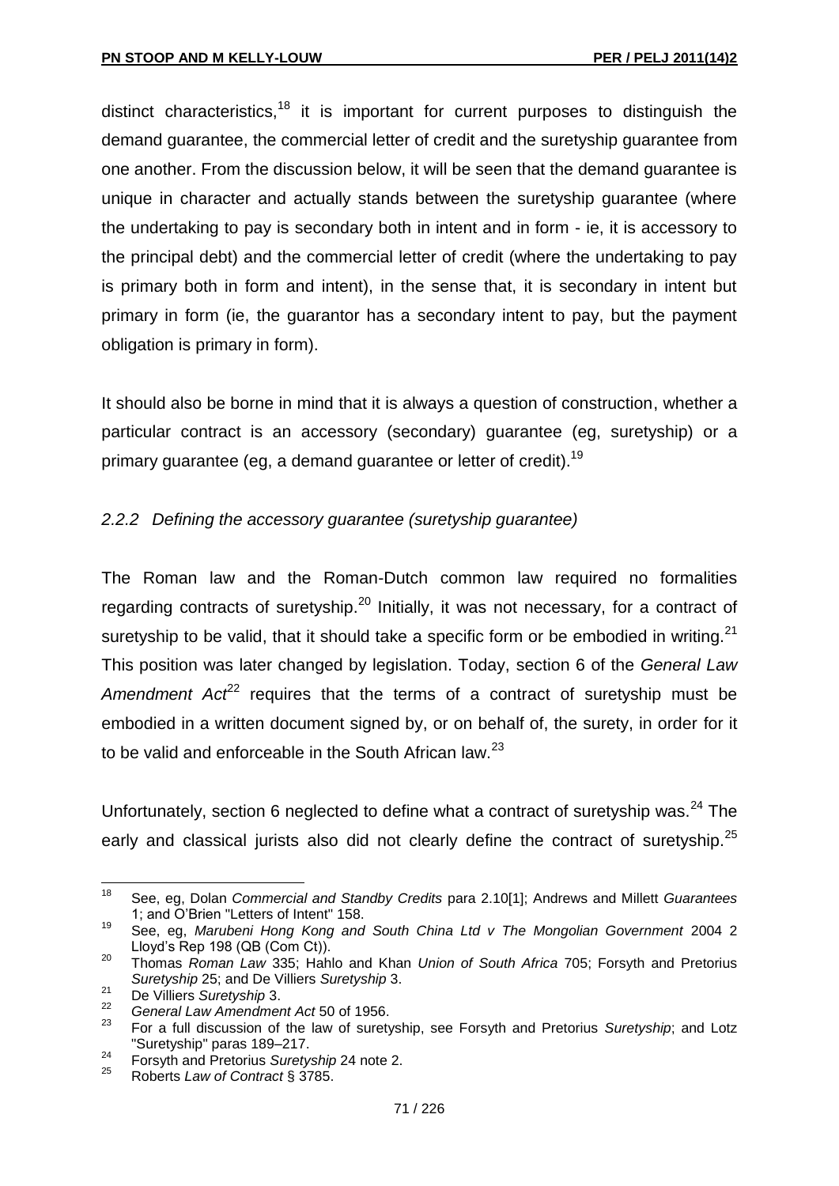distinct characteristics,[18] it is important for current purposes to distinguish the demand guarantee, the commercial letter of credit and the suretyship guarantee from one another. From the discussion below, it will be seen that the demand guarantee is unique in character and actually stands between the suretyship guarantee (where the undertaking to pay is secondary both in intent and in form - ie, it is accessory to the principal debt) and the commercial letter of credit (where the undertaking to pay is primary both in form and intent), in the sense that, it is secondary in intent but primary in form (ie, the guarantor has a secondary intent to pay, but the payment obligation is primary in form).

It should also be borne in mind that it is always a question of construction, whether a particular contract is an accessory (secondary) guarantee (eg, suretyship) or a primary guarantee (eg, a demand guarantee or letter of credit).[19]

### *2.2.2 Defining the accessory guarantee (suretyship guarantee)*

The Roman law and the Roman-Dutch common law required no formalities regarding contracts of suretyship.[20] Initially, it was not necessary, for a contract of suretyship to be valid, that it should take a specific form or be embodied in writing.[21] This position was later changed by legislation. Today, section 6 of the *General Law Amendment Act*[22] requires that the terms of a contract of suretyship must be embodied in a written document signed by, or on behalf of, the surety, in order for it to be valid and enforceable in the South African law.[23]

Unfortunately, section 6 neglected to define what a contract of suretyship was.[24] The early and classical jurists also did not clearly define the contract of suretyship.[25]

---

[18] See, eg, Dolan *Commercial and Standby Credits* para 2.10[1]; Andrews and Millett *Guarantees* 1; and O'Brien "Letters of Intent" 158.

[19] See, eg, *Marubeni Hong Kong and South China Ltd v The Mongolian Government* 2004 2 Lloyd's Rep 198 (QB (Com Ct)).

[20] Thomas *Roman Law* 335; Hahlo and Khan *Union of South Africa* 705; Forsyth and Pretorius *Suretyship* 25; and De Villiers *Suretyship* 3.

[21] De Villiers *Suretyship* 3.

[22] *General Law Amendment Act* 50 of 1956.

[23] For a full discussion of the law of suretyship, see Forsyth and Pretorius *Suretyship*; and Lotz "Suretyship" paras 189–217.

[24] Forsyth and Pretorius *Suretyship* 24 note 2.

[25] Roberts *Law of Contract* § 3785.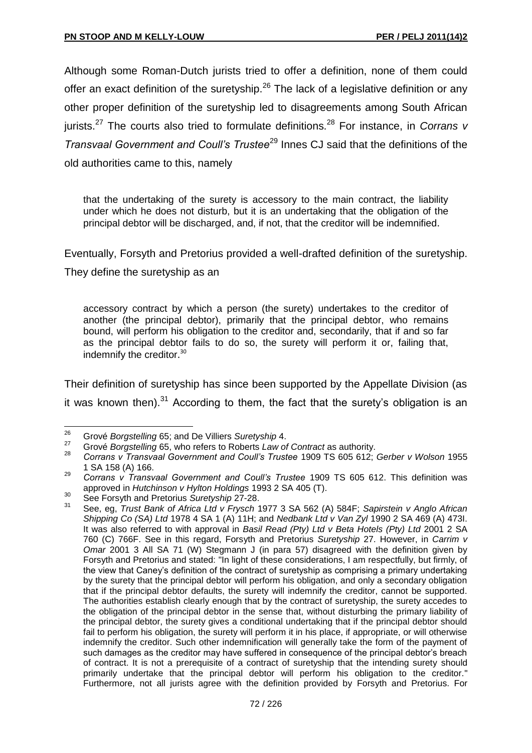Although some Roman-Dutch jurists tried to offer a definition, none of them could offer an exact definition of the suretyship.[26] The lack of a legislative definition or any other proper definition of the suretyship led to disagreements among South African jurists.[27] The courts also tried to formulate definitions.[28] For instance, in *Corrans v Transvaal Government and Coull's Trustee*[29] Innes CJ said that the definitions of the old authorities came to this, namely

> that the undertaking of the surety is accessory to the main contract, the liability under which he does not disturb, but it is an undertaking that the obligation of the principal debtor will be discharged, and, if not, that the creditor will be indemnified.

Eventually, Forsyth and Pretorius provided a well-drafted definition of the suretyship. They define the suretyship as an

> accessory contract by which a person (the surety) undertakes to the creditor of another (the principal debtor), primarily that the principal debtor, who remains bound, will perform his obligation to the creditor and, secondarily, that if and so far as the principal debtor fails to do so, the surety will perform it or, failing that, indemnify the creditor.[30]

Their definition of suretyship has since been supported by the Appellate Division (as it was known then).[31] According to them, the fact that the surety's obligation is an

---

[26] Grové *Borgstelling* 65; and De Villiers *Suretyship* 4.

[27] Grové *Borgstelling* 65, who refers to Roberts *Law of Contract* as authority.

[28] *Corrans v Transvaal Government and Coull's Trustee* 1909 TS 605 612; *Gerber v Wolson* 1955 1 SA 158 (A) 166.

[29] *Corrans v Transvaal Government and Coull's Trustee* 1909 TS 605 612. This definition was approved in *Hutchinson v Hylton Holdings* 1993 2 SA 405 (T).

[30] See Forsyth and Pretorius *Suretyship* 27-28.

[31] See, eg, *Trust Bank of Africa Ltd v Frysch* 1977 3 SA 562 (A) 584F; *Sapirstein v Anglo African Shipping Co (SA) Ltd* 1978 4 SA 1 (A) 11H; and *Nedbank Ltd v Van Zyl* 1990 2 SA 469 (A) 473I. It was also referred to with approval in *Basil Read (Pty) Ltd v Beta Hotels (Pty) Ltd* 2001 2 SA 760 (C) 766F. See in this regard, Forsyth and Pretorius *Suretyship* 27. However, in *Carrim v Omar* 2001 3 All SA 71 (W) Stegmann J (in para 57) disagreed with the definition given by Forsyth and Pretorius and stated: "In light of these considerations, I am respectfully, but firmly, of the view that Caney's definition of the contract of suretyship as comprising a primary undertaking by the surety that the principal debtor will perform his obligation, and only a secondary obligation that if the principal debtor defaults, the surety will indemnify the creditor, cannot be supported. The authorities establish clearly enough that by the contract of suretyship, the surety accedes to the obligation of the principal debtor in the sense that, without disturbing the primary liability of the principal debtor, the surety gives a conditional undertaking that if the principal debtor should fail to perform his obligation, the surety will perform it in his place, if appropriate, or will otherwise indemnify the creditor. Such other indemnification will generally take the form of the payment of such damages as the creditor may have suffered in consequence of the principal debtor's breach of contract. It is not a prerequisite of a contract of suretyship that the intending surety should primarily undertake that the principal debtor will perform his obligation to the creditor." Furthermore, not all jurists agree with the definition provided by Forsyth and Pretorius. For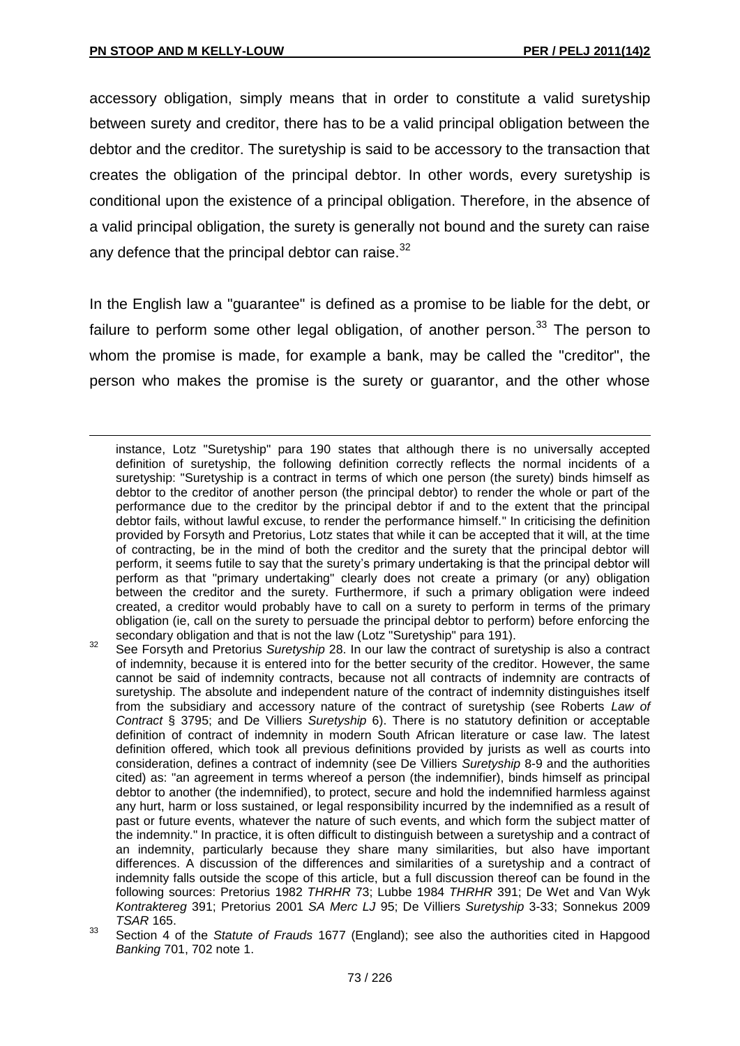accessory obligation, simply means that in order to constitute a valid suretyship between surety and creditor, there has to be a valid principal obligation between the debtor and the creditor. The suretyship is said to be accessory to the transaction that creates the obligation of the principal debtor. In other words, every suretyship is conditional upon the existence of a principal obligation. Therefore, in the absence of a valid principal obligation, the surety is generally not bound and the surety can raise any defence that the principal debtor can raise.[32]

In the English law a "guarantee" is defined as a promise to be liable for the debt, or failure to perform some other legal obligation, of another person.[33] The person to whom the promise is made, for example a bank, may be called the "creditor", the person who makes the promise is the surety or guarantor, and the other whose

---

instance, Lotz "Suretyship" para 190 states that although there is no universally accepted definition of suretyship, the following definition correctly reflects the normal incidents of a suretyship: "Suretyship is a contract in terms of which one person (the surety) binds himself as debtor to the creditor of another person (the principal debtor) to render the whole or part of the performance due to the creditor by the principal debtor if and to the extent that the principal debtor fails, without lawful excuse, to render the performance himself." In criticising the definition provided by Forsyth and Pretorius, Lotz states that while it can be accepted that it will, at the time of contracting, be in the mind of both the creditor and the surety that the principal debtor will perform, it seems futile to say that the surety's primary undertaking is that the principal debtor will perform as that "primary undertaking" clearly does not create a primary (or any) obligation between the creditor and the surety. Furthermore, if such a primary obligation were indeed created, a creditor would probably have to call on a surety to perform in terms of the primary obligation (ie, call on the surety to persuade the principal debtor to perform) before enforcing the secondary obligation and that is not the law (Lotz "Suretyship" para 191).

[32] See Forsyth and Pretorius *Suretyship* 28. In our law the contract of suretyship is also a contract of indemnity, because it is entered into for the better security of the creditor. However, the same cannot be said of indemnity contracts, because not all contracts of indemnity are contracts of suretyship. The absolute and independent nature of the contract of indemnity distinguishes itself from the subsidiary and accessory nature of the contract of suretyship (see Roberts *Law of Contract* § 3795; and De Villiers *Suretyship* 6). There is no statutory definition or acceptable definition of contract of indemnity in modern South African literature or case law. The latest definition offered, which took all previous definitions provided by jurists as well as courts into consideration, defines a contract of indemnity (see De Villiers *Suretyship* 8-9 and the authorities cited) as: "an agreement in terms whereof a person (the indemnifier), binds himself as principal debtor to another (the indemnified), to protect, secure and hold the indemnified harmless against any hurt, harm or loss sustained, or legal responsibility incurred by the indemnified as a result of past or future events, whatever the nature of such events, and which form the subject matter of the indemnity." In practice, it is often difficult to distinguish between a suretyship and a contract of an indemnity, particularly because they share many similarities, but also have important differences. A discussion of the differences and similarities of a suretyship and a contract of indemnity falls outside the scope of this article, but a full discussion thereof can be found in the following sources: Pretorius 1982 *THRHR* 73; Lubbe 1984 *THRHR* 391; De Wet and Van Wyk *Kontraktereg* 391; Pretorius 2001 *SA Merc LJ* 95; De Villiers *Suretyship* 3-33; Sonnekus 2009 *TSAR* 165.

[33] Section 4 of the *Statute of Frauds* 1677 (England); see also the authorities cited in Hapgood *Banking* 701, 702 note 1.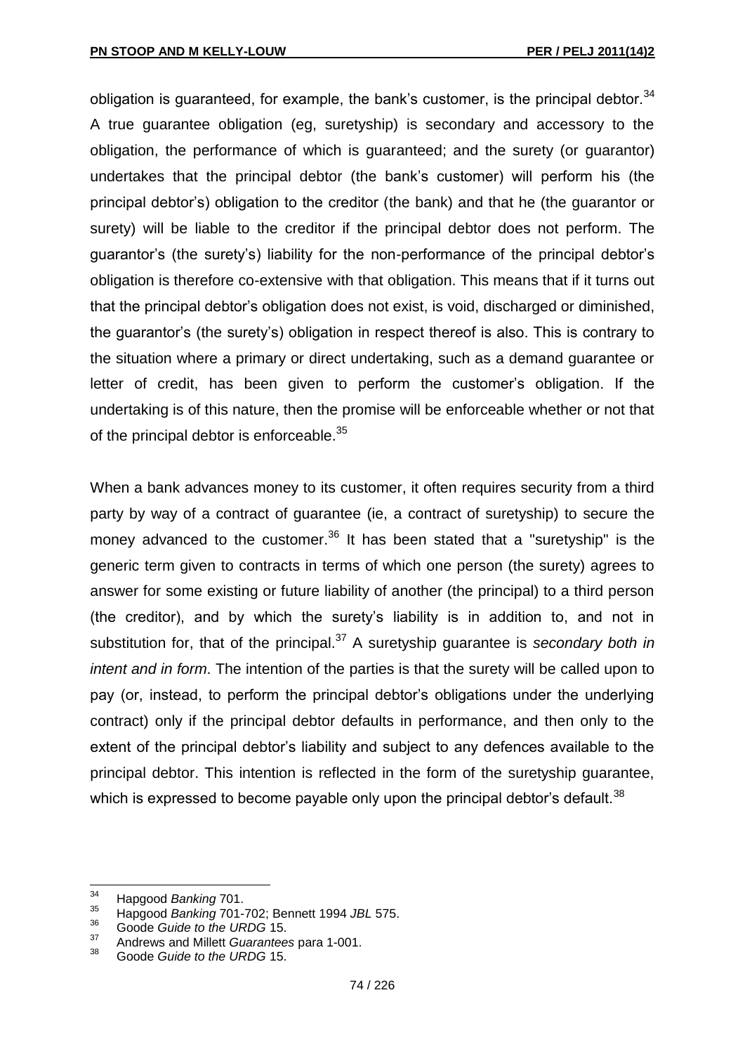obligation is guaranteed, for example, the bank's customer, is the principal debtor.[34] A true guarantee obligation (eg, suretyship) is secondary and accessory to the obligation, the performance of which is guaranteed; and the surety (or guarantor) undertakes that the principal debtor (the bank's customer) will perform his (the principal debtor's) obligation to the creditor (the bank) and that he (the guarantor or surety) will be liable to the creditor if the principal debtor does not perform. The guarantor's (the surety's) liability for the non-performance of the principal debtor's obligation is therefore co-extensive with that obligation. This means that if it turns out that the principal debtor's obligation does not exist, is void, discharged or diminished, the guarantor's (the surety's) obligation in respect thereof is also. This is contrary to the situation where a primary or direct undertaking, such as a demand guarantee or letter of credit, has been given to perform the customer's obligation. If the undertaking is of this nature, then the promise will be enforceable whether or not that of the principal debtor is enforceable.[35]

When a bank advances money to its customer, it often requires security from a third party by way of a contract of guarantee (ie, a contract of suretyship) to secure the money advanced to the customer.[36] It has been stated that a "suretyship" is the generic term given to contracts in terms of which one person (the surety) agrees to answer for some existing or future liability of another (the principal) to a third person (the creditor), and by which the surety's liability is in addition to, and not in substitution for, that of the principal.[37] A suretyship guarantee is *secondary both in intent and in form*. The intention of the parties is that the surety will be called upon to pay (or, instead, to perform the principal debtor's obligations under the underlying contract) only if the principal debtor defaults in performance, and then only to the extent of the principal debtor's liability and subject to any defences available to the principal debtor. This intention is reflected in the form of the suretyship guarantee, which is expressed to become payable only upon the principal debtor's default.[38]

---

[34] Hapgood *Banking* 701.

[35] Hapgood *Banking* 701-702; Bennett 1994 *JBL* 575.

[36] Goode *Guide to the URDG* 15.

[37] Andrews and Millett *Guarantees* para 1-001.

[38] Goode *Guide to the URDG* 15.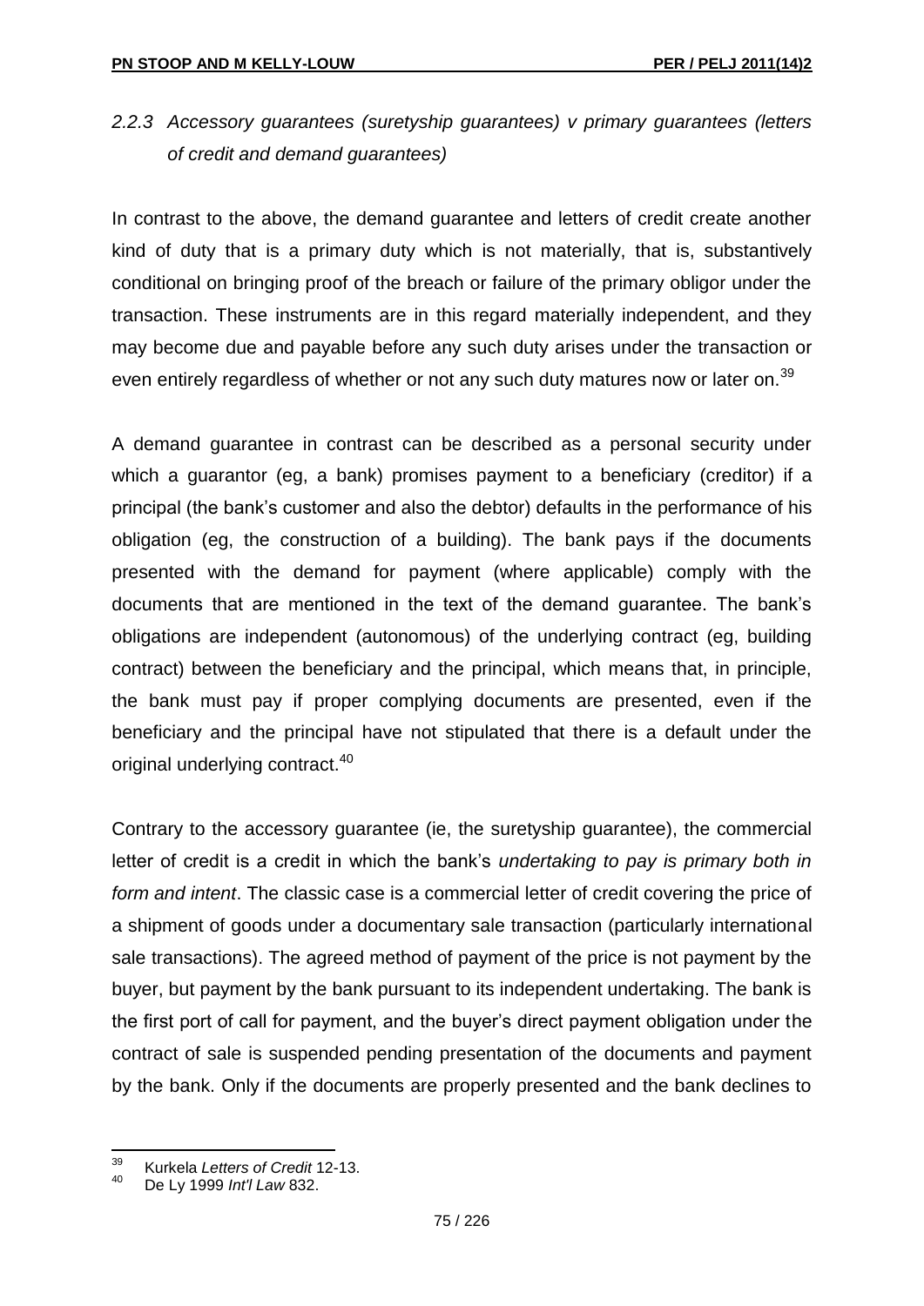### *2.2.3 Accessory guarantees (suretyship guarantees) v primary guarantees (letters of credit and demand guarantees)*

In contrast to the above, the demand guarantee and letters of credit create another kind of duty that is a primary duty which is not materially, that is, substantively conditional on bringing proof of the breach or failure of the primary obligor under the transaction. These instruments are in this regard materially independent, and they may become due and payable before any such duty arises under the transaction or even entirely regardless of whether or not any such duty matures now or later on.[39]

A demand guarantee in contrast can be described as a personal security under which a guarantor (eg, a bank) promises payment to a beneficiary (creditor) if a principal (the bank's customer and also the debtor) defaults in the performance of his obligation (eg, the construction of a building). The bank pays if the documents presented with the demand for payment (where applicable) comply with the documents that are mentioned in the text of the demand guarantee. The bank's obligations are independent (autonomous) of the underlying contract (eg, building contract) between the beneficiary and the principal, which means that, in principle, the bank must pay if proper complying documents are presented, even if the beneficiary and the principal have not stipulated that there is a default under the original underlying contract.[40]

Contrary to the accessory guarantee (ie, the suretyship guarantee), the commercial letter of credit is a credit in which the bank's *undertaking to pay is primary both in form and intent*. The classic case is a commercial letter of credit covering the price of a shipment of goods under a documentary sale transaction (particularly international sale transactions). The agreed method of payment of the price is not payment by the buyer, but payment by the bank pursuant to its independent undertaking. The bank is the first port of call for payment, and the buyer's direct payment obligation under the contract of sale is suspended pending presentation of the documents and payment by the bank. Only if the documents are properly presented and the bank declines to

---

[39] Kurkela *Letters of Credit* 12-13.

[40] De Ly 1999 *Int'l Law* 832.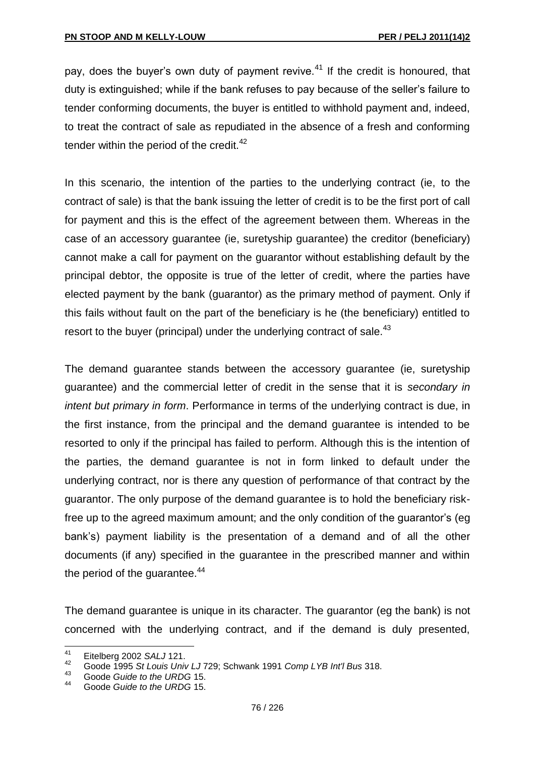pay, does the buyer's own duty of payment revive.[41] If the credit is honoured, that duty is extinguished; while if the bank refuses to pay because of the seller's failure to tender conforming documents, the buyer is entitled to withhold payment and, indeed, to treat the contract of sale as repudiated in the absence of a fresh and conforming tender within the period of the credit.[42]

In this scenario, the intention of the parties to the underlying contract (ie, to the contract of sale) is that the bank issuing the letter of credit is to be the first port of call for payment and this is the effect of the agreement between them. Whereas in the case of an accessory guarantee (ie, suretyship guarantee) the creditor (beneficiary) cannot make a call for payment on the guarantor without establishing default by the principal debtor, the opposite is true of the letter of credit, where the parties have elected payment by the bank (guarantor) as the primary method of payment. Only if this fails without fault on the part of the beneficiary is he (the beneficiary) entitled to resort to the buyer (principal) under the underlying contract of sale.[43]

The demand guarantee stands between the accessory guarantee (ie, suretyship guarantee) and the commercial letter of credit in the sense that it is *secondary in intent but primary in form*. Performance in terms of the underlying contract is due, in the first instance, from the principal and the demand guarantee is intended to be resorted to only if the principal has failed to perform. Although this is the intention of the parties, the demand guarantee is not in form linked to default under the underlying contract, nor is there any question of performance of that contract by the guarantor. The only purpose of the demand guarantee is to hold the beneficiary risk-free up to the agreed maximum amount; and the only condition of the guarantor's (eg bank's) payment liability is the presentation of a demand and of all the other documents (if any) specified in the guarantee in the prescribed manner and within the period of the guarantee.[44]

The demand guarantee is unique in its character. The guarantor (eg the bank) is not concerned with the underlying contract, and if the demand is duly presented,

---

[41] Eitelberg 2002 *SALJ* 121.

[42] Goode 1995 *St Louis Univ LJ* 729; Schwank 1991 *Comp LYB Int'l Bus* 318.

[43] Goode *Guide to the URDG* 15.

[44] Goode *Guide to the URDG* 15.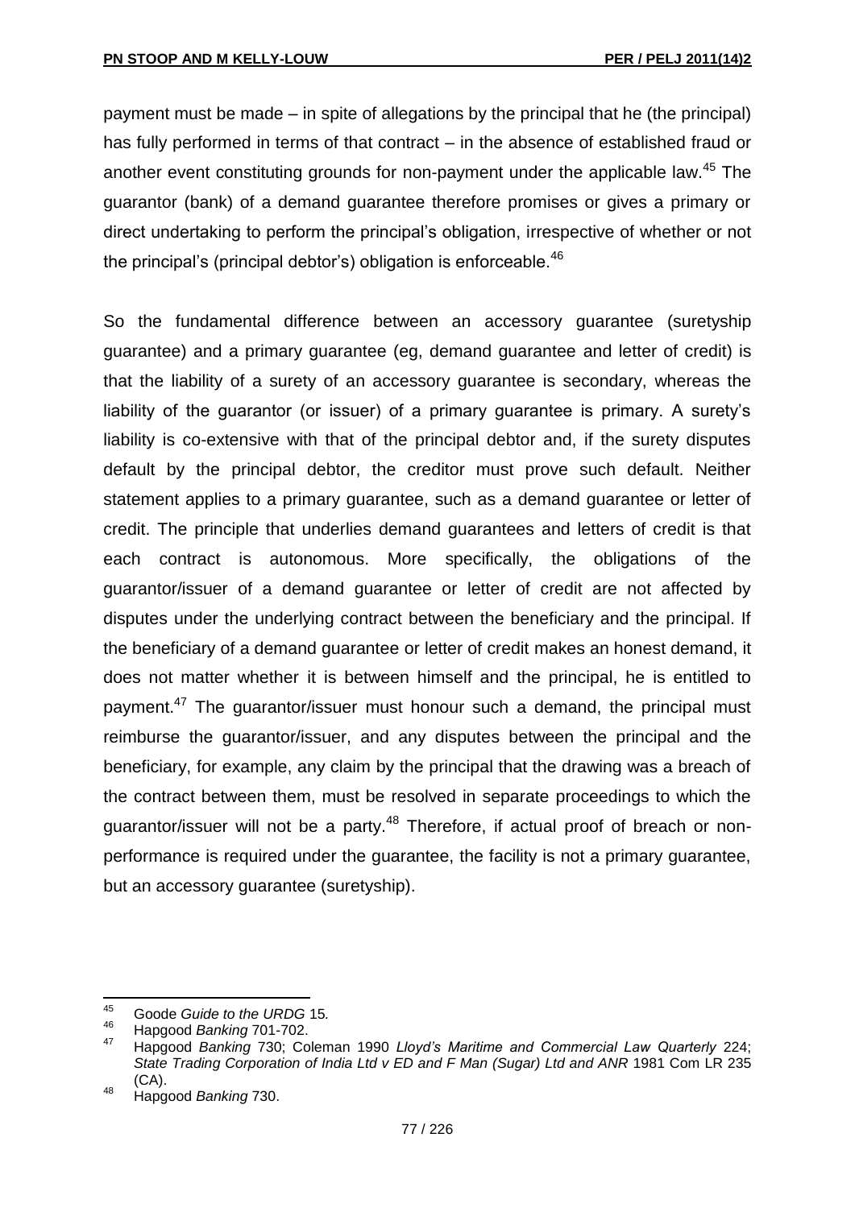payment must be made – in spite of allegations by the principal that he (the principal) has fully performed in terms of that contract – in the absence of established fraud or another event constituting grounds for non-payment under the applicable law.[45] The guarantor (bank) of a demand guarantee therefore promises or gives a primary or direct undertaking to perform the principal's obligation, irrespective of whether or not the principal's (principal debtor's) obligation is enforceable.[46]

So the fundamental difference between an accessory guarantee (suretyship guarantee) and a primary guarantee (eg, demand guarantee and letter of credit) is that the liability of a surety of an accessory guarantee is secondary, whereas the liability of the guarantor (or issuer) of a primary guarantee is primary. A surety's liability is co-extensive with that of the principal debtor and, if the surety disputes default by the principal debtor, the creditor must prove such default. Neither statement applies to a primary guarantee, such as a demand guarantee or letter of credit. The principle that underlies demand guarantees and letters of credit is that each contract is autonomous. More specifically, the obligations of the guarantor/issuer of a demand guarantee or letter of credit are not affected by disputes under the underlying contract between the beneficiary and the principal. If the beneficiary of a demand guarantee or letter of credit makes an honest demand, it does not matter whether it is between himself and the principal, he is entitled to payment.[47] The guarantor/issuer must honour such a demand, the principal must reimburse the guarantor/issuer, and any disputes between the principal and the beneficiary, for example, any claim by the principal that the drawing was a breach of the contract between them, must be resolved in separate proceedings to which the guarantor/issuer will not be a party.[48] Therefore, if actual proof of breach or non-performance is required under the guarantee, the facility is not a primary guarantee, but an accessory guarantee (suretyship).

---

[45] Goode *Guide to the URDG* 15*.*

[46] Hapgood *Banking* 701-702.

[47] Hapgood *Banking* 730; Coleman 1990 *Lloyd's Maritime and Commercial Law Quarterly* 224; *State Trading Corporation of India Ltd v ED and F Man (Sugar) Ltd and ANR* 1981 Com LR 235 (CA).

[48] Hapgood *Banking* 730.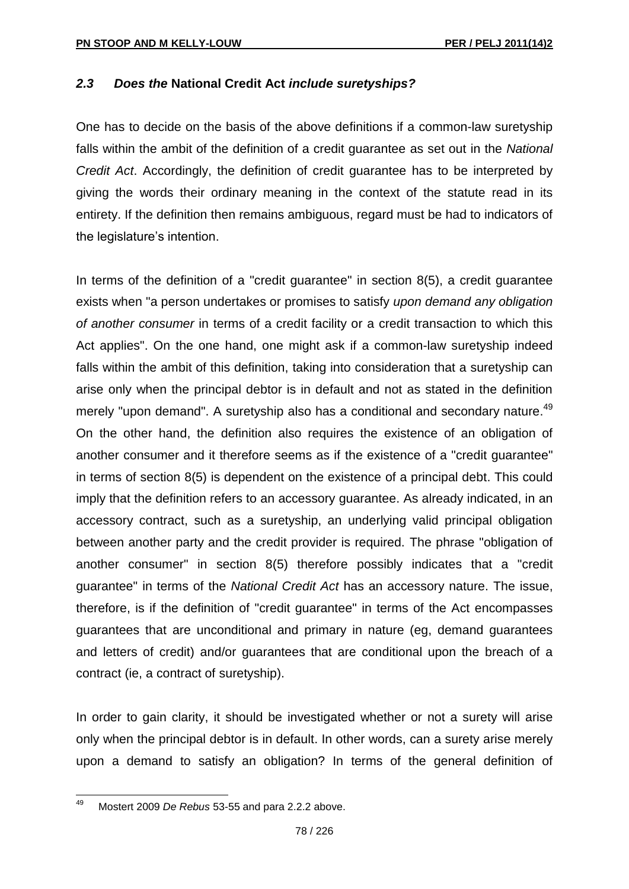### *2.3 Does the* National Credit Act *include suretyships?*

One has to decide on the basis of the above definitions if a common-law suretyship falls within the ambit of the definition of a credit guarantee as set out in the *National Credit Act*. Accordingly, the definition of credit guarantee has to be interpreted by giving the words their ordinary meaning in the context of the statute read in its entirety. If the definition then remains ambiguous, regard must be had to indicators of the legislature's intention.

In terms of the definition of a "credit guarantee" in section 8(5), a credit guarantee exists when "a person undertakes or promises to satisfy *upon demand any obligation of another consumer* in terms of a credit facility or a credit transaction to which this Act applies". On the one hand, one might ask if a common-law suretyship indeed falls within the ambit of this definition, taking into consideration that a suretyship can arise only when the principal debtor is in default and not as stated in the definition merely "upon demand". A suretyship also has a conditional and secondary nature.[49] On the other hand, the definition also requires the existence of an obligation of another consumer and it therefore seems as if the existence of a "credit guarantee" in terms of section 8(5) is dependent on the existence of a principal debt. This could imply that the definition refers to an accessory guarantee. As already indicated, in an accessory contract, such as a suretyship, an underlying valid principal obligation between another party and the credit provider is required. The phrase "obligation of another consumer" in section 8(5) therefore possibly indicates that a "credit guarantee" in terms of the *National Credit Act* has an accessory nature. The issue, therefore, is if the definition of "credit guarantee" in terms of the Act encompasses guarantees that are unconditional and primary in nature (eg, demand guarantees and letters of credit) and/or guarantees that are conditional upon the breach of a contract (ie, a contract of suretyship).

In order to gain clarity, it should be investigated whether or not a surety will arise only when the principal debtor is in default. In other words, can a surety arise merely upon a demand to satisfy an obligation? In terms of the general definition of

[49] Mostert 2009 *De Rebus* 53-55 and para 2.2.2 above.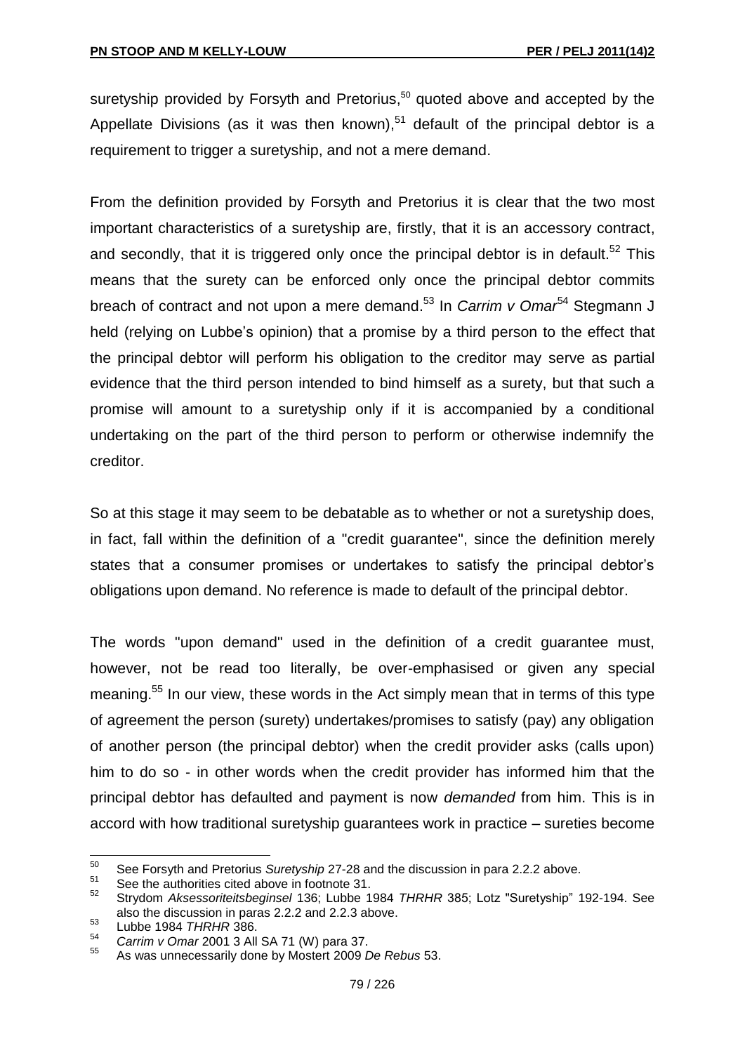suretyship provided by Forsyth and Pretorius,[50] quoted above and accepted by the Appellate Divisions (as it was then known),[51] default of the principal debtor is a requirement to trigger a suretyship, and not a mere demand.

From the definition provided by Forsyth and Pretorius it is clear that the two most important characteristics of a suretyship are, firstly, that it is an accessory contract, and secondly, that it is triggered only once the principal debtor is in default.[52] This means that the surety can be enforced only once the principal debtor commits breach of contract and not upon a mere demand.[53] In *Carrim v Omar*[54] Stegmann J held (relying on Lubbe's opinion) that a promise by a third person to the effect that the principal debtor will perform his obligation to the creditor may serve as partial evidence that the third person intended to bind himself as a surety, but that such a promise will amount to a suretyship only if it is accompanied by a conditional undertaking on the part of the third person to perform or otherwise indemnify the creditor.

So at this stage it may seem to be debatable as to whether or not a suretyship does, in fact, fall within the definition of a "credit guarantee", since the definition merely states that a consumer promises or undertakes to satisfy the principal debtor's obligations upon demand. No reference is made to default of the principal debtor.

The words "upon demand" used in the definition of a credit guarantee must, however, not be read too literally, be over-emphasised or given any special meaning.[55] In our view, these words in the Act simply mean that in terms of this type of agreement the person (surety) undertakes/promises to satisfy (pay) any obligation of another person (the principal debtor) when the credit provider asks (calls upon) him to do so - in other words when the credit provider has informed him that the principal debtor has defaulted and payment is now *demanded* from him. This is in accord with how traditional suretyship guarantees work in practice – sureties become

---

50 See Forsyth and Pretorius *Suretyship* 27-28 and the discussion in para 2.2.2 above.

51 See the authorities cited above in footnote 31.

52 Strydom *Aksessoriteitsbeginsel* 136; Lubbe 1984 *THRHR* 385; Lotz "Suretyship" 192-194. See also the discussion in paras 2.2.2 and 2.2.3 above.

53 Lubbe 1984 *THRHR* 386.

54 *Carrim v Omar* 2001 3 All SA 71 (W) para 37.

55 As was unnecessarily done by Mostert 2009 *De Rebus* 53.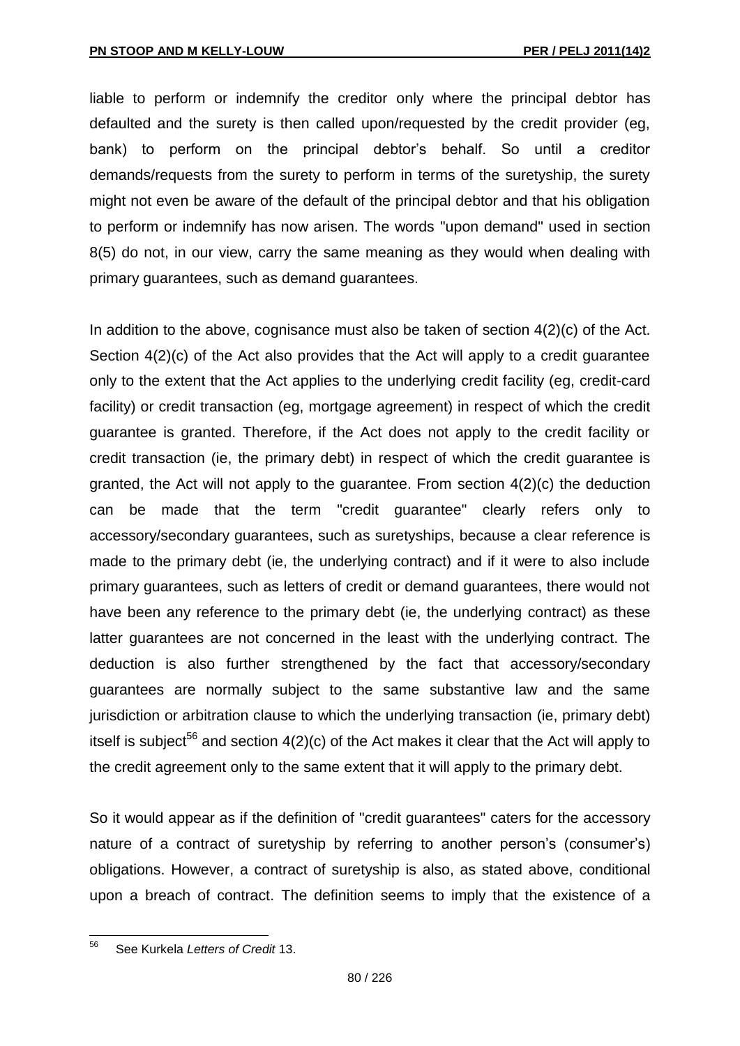liable to perform or indemnify the creditor only where the principal debtor has defaulted and the surety is then called upon/requested by the credit provider (eg, bank) to perform on the principal debtor's behalf. So until a creditor demands/requests from the surety to perform in terms of the suretyship, the surety might not even be aware of the default of the principal debtor and that his obligation to perform or indemnify has now arisen. The words "upon demand" used in section 8(5) do not, in our view, carry the same meaning as they would when dealing with primary guarantees, such as demand guarantees.

In addition to the above, cognisance must also be taken of section 4(2)(c) of the Act. Section 4(2)(c) of the Act also provides that the Act will apply to a credit guarantee only to the extent that the Act applies to the underlying credit facility (eg, credit-card facility) or credit transaction (eg, mortgage agreement) in respect of which the credit guarantee is granted. Therefore, if the Act does not apply to the credit facility or credit transaction (ie, the primary debt) in respect of which the credit guarantee is granted, the Act will not apply to the guarantee. From section 4(2)(c) the deduction can be made that the term "credit guarantee" clearly refers only to accessory/secondary guarantees, such as suretyships, because a clear reference is made to the primary debt (ie, the underlying contract) and if it were to also include primary guarantees, such as letters of credit or demand guarantees, there would not have been any reference to the primary debt (ie, the underlying contract) as these latter guarantees are not concerned in the least with the underlying contract. The deduction is also further strengthened by the fact that accessory/secondary guarantees are normally subject to the same substantive law and the same jurisdiction or arbitration clause to which the underlying transaction (ie, primary debt) itself is subject[56] and section 4(2)(c) of the Act makes it clear that the Act will apply to the credit agreement only to the same extent that it will apply to the primary debt.

So it would appear as if the definition of "credit guarantees" caters for the accessory nature of a contract of suretyship by referring to another person's (consumer's) obligations. However, a contract of suretyship is also, as stated above, conditional upon a breach of contract. The definition seems to imply that the existence of a

---

[56] See Kurkela *Letters of Credit* 13.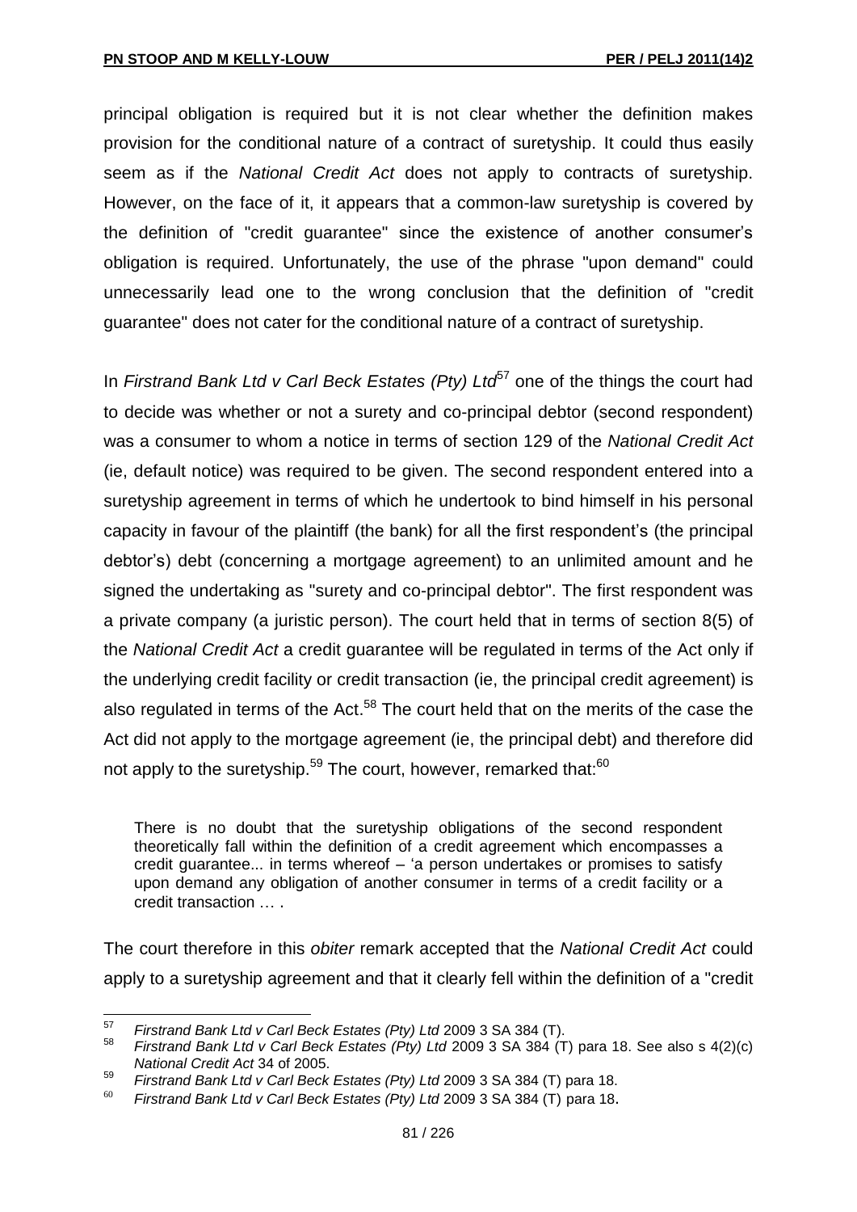principal obligation is required but it is not clear whether the definition makes provision for the conditional nature of a contract of suretyship. It could thus easily seem as if the *National Credit Act* does not apply to contracts of suretyship. However, on the face of it, it appears that a common-law suretyship is covered by the definition of "credit guarantee" since the existence of another consumer's obligation is required. Unfortunately, the use of the phrase "upon demand" could unnecessarily lead one to the wrong conclusion that the definition of "credit guarantee" does not cater for the conditional nature of a contract of suretyship.

In *Firstrand Bank Ltd v Carl Beck Estates (Pty) Ltd*[57] one of the things the court had to decide was whether or not a surety and co-principal debtor (second respondent) was a consumer to whom a notice in terms of section 129 of the *National Credit Act* (ie, default notice) was required to be given. The second respondent entered into a suretyship agreement in terms of which he undertook to bind himself in his personal capacity in favour of the plaintiff (the bank) for all the first respondent's (the principal debtor's) debt (concerning a mortgage agreement) to an unlimited amount and he signed the undertaking as "surety and co-principal debtor". The first respondent was a private company (a juristic person). The court held that in terms of section 8(5) of the *National Credit Act* a credit guarantee will be regulated in terms of the Act only if the underlying credit facility or credit transaction (ie, the principal credit agreement) is also regulated in terms of the Act.[58] The court held that on the merits of the case the Act did not apply to the mortgage agreement (ie, the principal debt) and therefore did not apply to the suretyship.[59] The court, however, remarked that:[60]

> There is no doubt that the suretyship obligations of the second respondent theoretically fall within the definition of a credit agreement which encompasses a credit guarantee... in terms whereof – 'a person undertakes or promises to satisfy upon demand any obligation of another consumer in terms of a credit facility or a credit transaction … .

The court therefore in this *obiter* remark accepted that the *National Credit Act* could apply to a suretyship agreement and that it clearly fell within the definition of a "credit

---

[57] *Firstrand Bank Ltd v Carl Beck Estates (Pty) Ltd* 2009 3 SA 384 (T).

[58] *Firstrand Bank Ltd v Carl Beck Estates (Pty) Ltd* 2009 3 SA 384 (T) para 18. See also s 4(2)(c) *National Credit Act* 34 of 2005.

[59] *Firstrand Bank Ltd v Carl Beck Estates (Pty) Ltd* 2009 3 SA 384 (T) para 18.

[60] *Firstrand Bank Ltd v Carl Beck Estates (Pty) Ltd* 2009 3 SA 384 (T) para 18.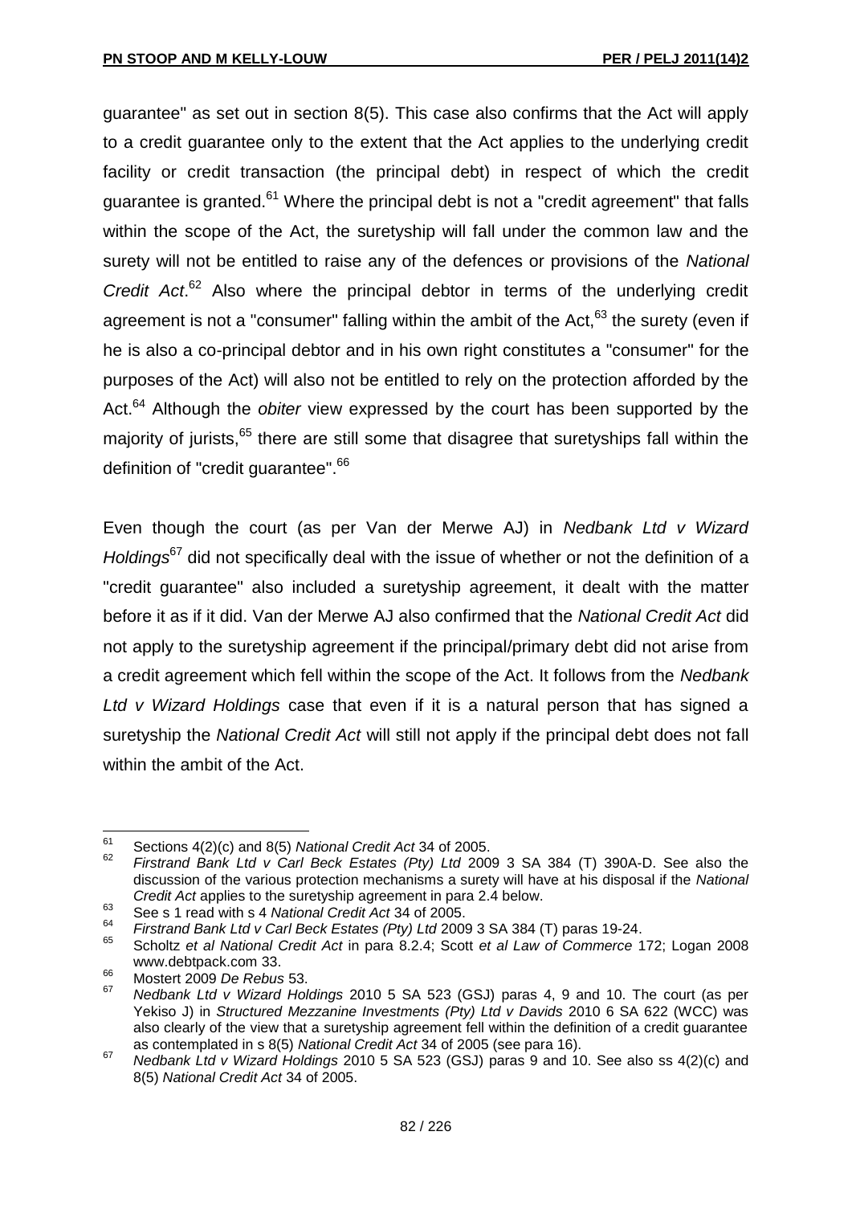guarantee" as set out in section 8(5). This case also confirms that the Act will apply to a credit guarantee only to the extent that the Act applies to the underlying credit facility or credit transaction (the principal debt) in respect of which the credit guarantee is granted.[61] Where the principal debt is not a "credit agreement" that falls within the scope of the Act, the suretyship will fall under the common law and the surety will not be entitled to raise any of the defences or provisions of the *National Credit Act*.[62] Also where the principal debtor in terms of the underlying credit agreement is not a "consumer" falling within the ambit of the Act,[63] the surety (even if he is also a co-principal debtor and in his own right constitutes a "consumer" for the purposes of the Act) will also not be entitled to rely on the protection afforded by the Act.[64] Although the *obiter* view expressed by the court has been supported by the majority of jurists,[65] there are still some that disagree that suretyships fall within the definition of "credit guarantee".[66]

Even though the court (as per Van der Merwe AJ) in *Nedbank Ltd v Wizard Holdings*[67] did not specifically deal with the issue of whether or not the definition of a "credit guarantee" also included a suretyship agreement, it dealt with the matter before it as if it did. Van der Merwe AJ also confirmed that the *National Credit Act* did not apply to the suretyship agreement if the principal/primary debt did not arise from a credit agreement which fell within the scope of the Act. It follows from the *Nedbank Ltd v Wizard Holdings* case that even if it is a natural person that has signed a suretyship the *National Credit Act* will still not apply if the principal debt does not fall within the ambit of the Act.

---

[61] Sections 4(2)(c) and 8(5) *National Credit Act* 34 of 2005.

[62] *Firstrand Bank Ltd v Carl Beck Estates (Pty) Ltd* 2009 3 SA 384 (T) 390A-D. See also the discussion of the various protection mechanisms a surety will have at his disposal if the *National Credit Act* applies to the suretyship agreement in para 2.4 below.

[63] See s 1 read with s 4 *National Credit Act* 34 of 2005.

[64] *Firstrand Bank Ltd v Carl Beck Estates (Pty) Ltd* 2009 3 SA 384 (T) paras 19-24.

[65] Scholtz *et al National Credit Act* in para 8.2.4; Scott *et al Law of Commerce* 172; Logan 2008 www.debtpack.com 33.

[66] Mostert 2009 *De Rebus* 53.

[67] *Nedbank Ltd v Wizard Holdings* 2010 5 SA 523 (GSJ) paras 4, 9 and 10. The court (as per Yekiso J) in *Structured Mezzanine Investments (Pty) Ltd v Davids* 2010 6 SA 622 (WCC) was also clearly of the view that a suretyship agreement fell within the definition of a credit guarantee as contemplated in s 8(5) *National Credit Act* 34 of 2005 (see para 16).

[67] *Nedbank Ltd v Wizard Holdings* 2010 5 SA 523 (GSJ) paras 9 and 10. See also ss 4(2)(c) and 8(5) *National Credit Act* 34 of 2005.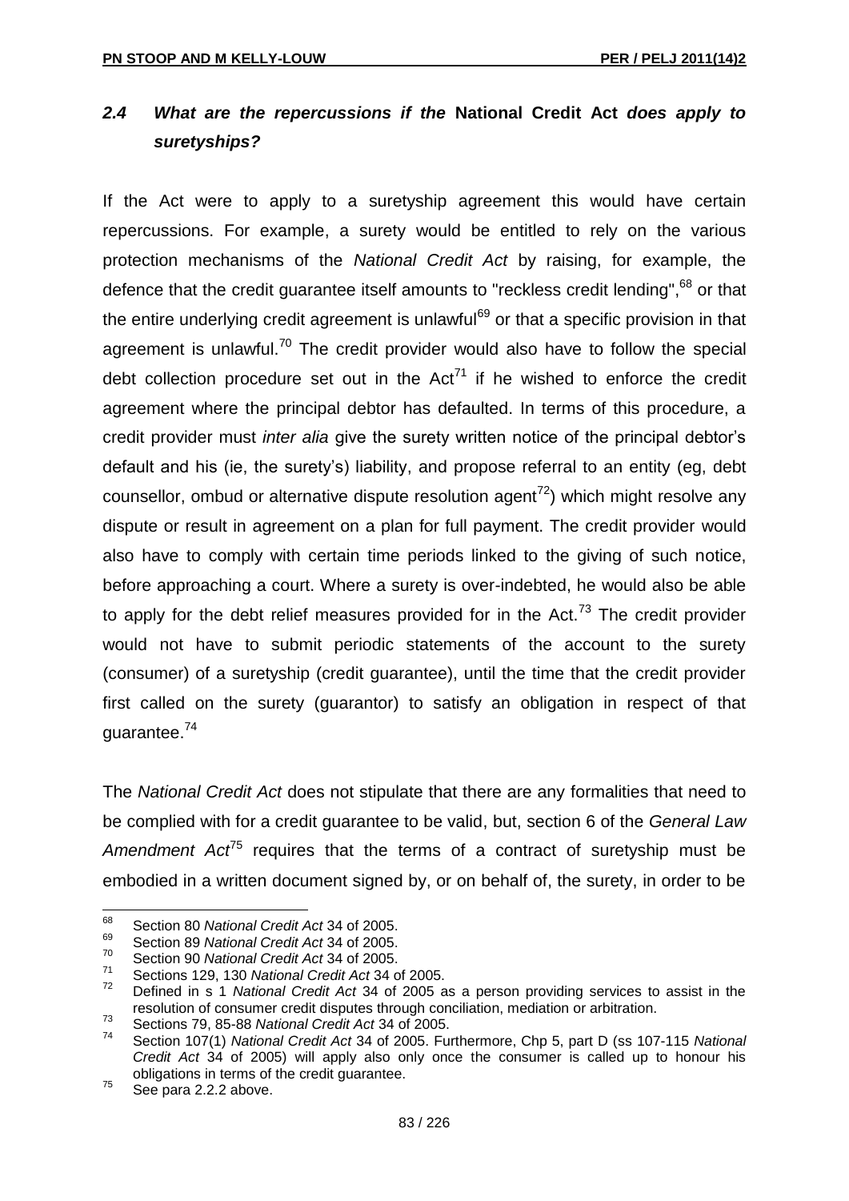### *2.4 What are the repercussions if the* **National Credit Act** *does apply to suretyships?*

If the Act were to apply to a suretyship agreement this would have certain repercussions. For example, a surety would be entitled to rely on the various protection mechanisms of the *National Credit Act* by raising, for example, the defence that the credit guarantee itself amounts to "reckless credit lending",[68] or that the entire underlying credit agreement is unlawful[69] or that a specific provision in that agreement is unlawful.[70] The credit provider would also have to follow the special debt collection procedure set out in the Act[71] if he wished to enforce the credit agreement where the principal debtor has defaulted. In terms of this procedure, a credit provider must *inter alia* give the surety written notice of the principal debtor's default and his (ie, the surety's) liability, and propose referral to an entity (eg, debt counsellor, ombud or alternative dispute resolution agent[72]) which might resolve any dispute or result in agreement on a plan for full payment. The credit provider would also have to comply with certain time periods linked to the giving of such notice, before approaching a court. Where a surety is over-indebted, he would also be able to apply for the debt relief measures provided for in the Act.[73] The credit provider would not have to submit periodic statements of the account to the surety (consumer) of a suretyship (credit guarantee), until the time that the credit provider first called on the surety (guarantor) to satisfy an obligation in respect of that guarantee.[74]

The *National Credit Act* does not stipulate that there are any formalities that need to be complied with for a credit guarantee to be valid, but, section 6 of the *General Law Amendment Act*[75] requires that the terms of a contract of suretyship must be embodied in a written document signed by, or on behalf of, the surety, in order to be

---

68 Section 80 *National Credit Act* 34 of 2005.

69 Section 89 *National Credit Act* 34 of 2005.

70 Section 90 *National Credit Act* 34 of 2005.

71 Sections 129, 130 *National Credit Act* 34 of 2005.

72 Defined in s 1 *National Credit Act* 34 of 2005 as a person providing services to assist in the resolution of consumer credit disputes through conciliation, mediation or arbitration.

73 Sections 79, 85-88 *National Credit Act* 34 of 2005.

74 Section 107(1) *National Credit Act* 34 of 2005. Furthermore, Chp 5, part D (ss 107-115 *National Credit Act* 34 of 2005) will apply also only once the consumer is called up to honour his obligations in terms of the credit guarantee.

75 See para 2.2.2 above.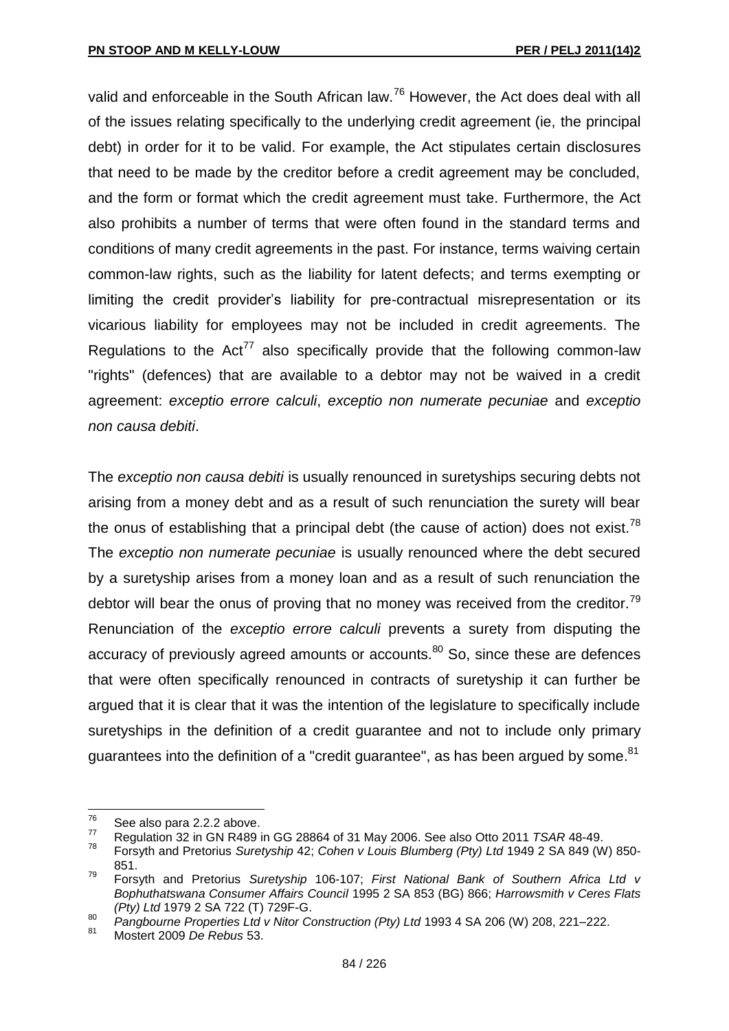valid and enforceable in the South African law.[76] However, the Act does deal with all of the issues relating specifically to the underlying credit agreement (ie, the principal debt) in order for it to be valid. For example, the Act stipulates certain disclosures that need to be made by the creditor before a credit agreement may be concluded, and the form or format which the credit agreement must take. Furthermore, the Act also prohibits a number of terms that were often found in the standard terms and conditions of many credit agreements in the past. For instance, terms waiving certain common-law rights, such as the liability for latent defects; and terms exempting or limiting the credit provider's liability for pre-contractual misrepresentation or its vicarious liability for employees may not be included in credit agreements. The Regulations to the Act[77] also specifically provide that the following common-law "rights" (defences) that are available to a debtor may not be waived in a credit agreement: *exceptio errore calculi*, *exceptio non numerate pecuniae* and *exceptio non causa debiti*.

The *exceptio non causa debiti* is usually renounced in suretyships securing debts not arising from a money debt and as a result of such renunciation the surety will bear the onus of establishing that a principal debt (the cause of action) does not exist.[78] The *exceptio non numerate pecuniae* is usually renounced where the debt secured by a suretyship arises from a money loan and as a result of such renunciation the debtor will bear the onus of proving that no money was received from the creditor.[79] Renunciation of the *exceptio errore calculi* prevents a surety from disputing the accuracy of previously agreed amounts or accounts.[80] So, since these are defences that were often specifically renounced in contracts of suretyship it can further be argued that it is clear that it was the intention of the legislature to specifically include suretyships in the definition of a credit guarantee and not to include only primary guarantees into the definition of a "credit guarantee", as has been argued by some.[81]

---

76 See also para 2.2.2 above.

77 Regulation 32 in GN R489 in GG 28864 of 31 May 2006. See also Otto 2011 *TSAR* 48-49.

78 Forsyth and Pretorius *Suretyship* 42; *Cohen v Louis Blumberg (Pty) Ltd* 1949 2 SA 849 (W) 850-851.

79 Forsyth and Pretorius *Suretyship* 106-107; *First National Bank of Southern Africa Ltd v Bophuthatswana Consumer Affairs Council* 1995 2 SA 853 (BG) 866; *Harrowsmith v Ceres Flats (Pty) Ltd* 1979 2 SA 722 (T) 729F-G.

80 *Pangbourne Properties Ltd v Nitor Construction (Pty) Ltd* 1993 4 SA 206 (W) 208, 221–222.

81 Mostert 2009 *De Rebus* 53.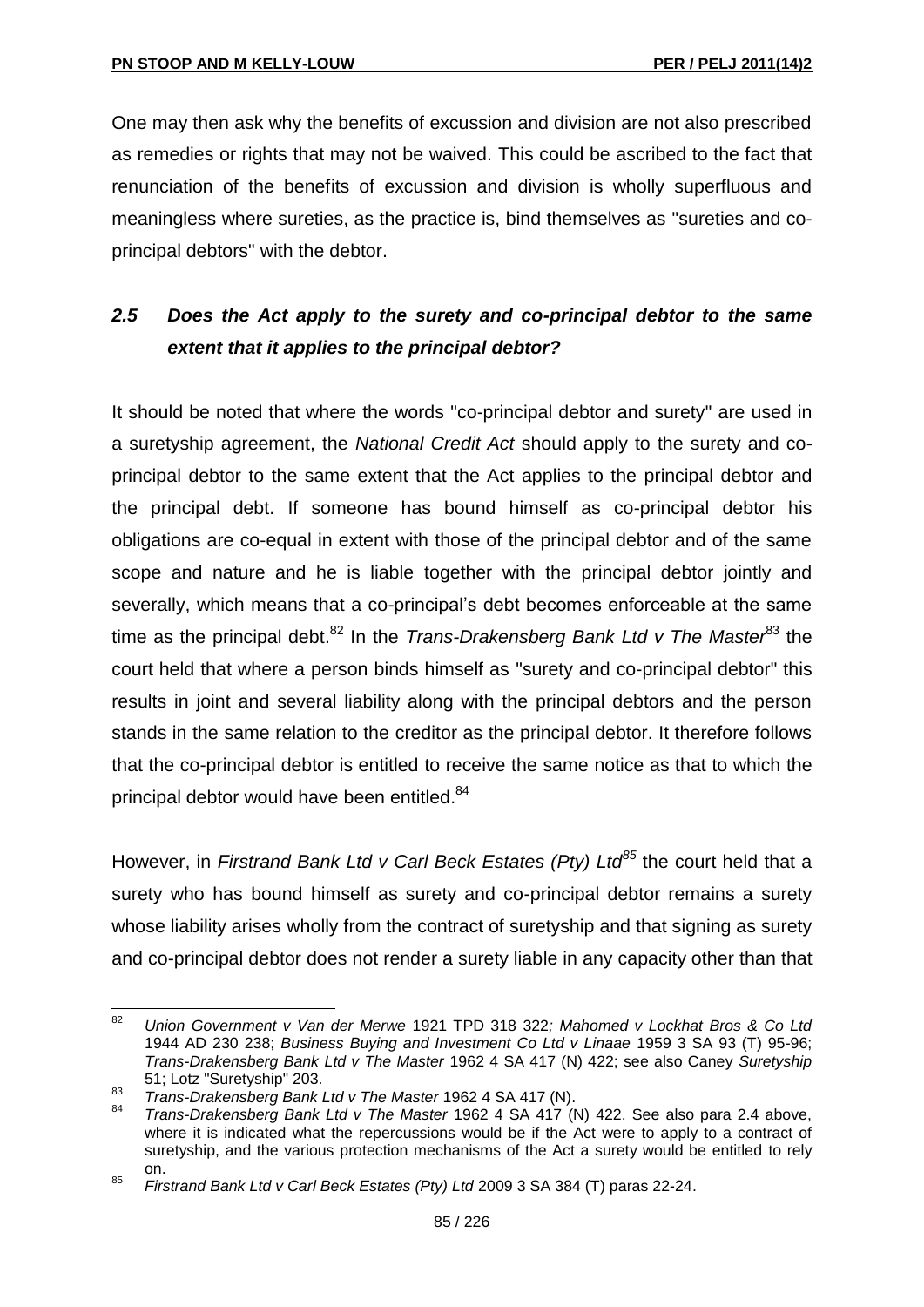One may then ask why the benefits of excussion and division are not also prescribed as remedies or rights that may not be waived. This could be ascribed to the fact that renunciation of the benefits of excussion and division is wholly superfluous and meaningless where sureties, as the practice is, bind themselves as "sureties and co-principal debtors" with the debtor.

### *2.5 Does the Act apply to the surety and co-principal debtor to the same extent that it applies to the principal debtor?*

It should be noted that where the words "co-principal debtor and surety" are used in a suretyship agreement, the *National Credit Act* should apply to the surety and co-principal debtor to the same extent that the Act applies to the principal debtor and the principal debt. If someone has bound himself as co-principal debtor his obligations are co-equal in extent with those of the principal debtor and of the same scope and nature and he is liable together with the principal debtor jointly and severally, which means that a co-principal's debt becomes enforceable at the same time as the principal debt.[82] In the *Trans-Drakensberg Bank Ltd v The Master*[83] the court held that where a person binds himself as "surety and co-principal debtor" this results in joint and several liability along with the principal debtors and the person stands in the same relation to the creditor as the principal debtor. It therefore follows that the co-principal debtor is entitled to receive the same notice as that to which the principal debtor would have been entitled.[84]

However, in *Firstrand Bank Ltd v Carl Beck Estates (Pty) Ltd*[85] the court held that a surety who has bound himself as surety and co-principal debtor remains a surety whose liability arises wholly from the contract of suretyship and that signing as surety and co-principal debtor does not render a surety liable in any capacity other than that

---

[82] *Union Government v Van der Merwe* 1921 TPD 318 322*; Mahomed v Lockhat Bros & Co Ltd* 1944 AD 230 238; *Business Buying and Investment Co Ltd v Linaae* 1959 3 SA 93 (T) 95-96; *Trans-Drakensberg Bank Ltd v The Master* 1962 4 SA 417 (N) 422; see also Caney *Suretyship* 51; Lotz "Suretyship" 203.

[83] *Trans-Drakensberg Bank Ltd v The Master* 1962 4 SA 417 (N).

[84] *Trans-Drakensberg Bank Ltd v The Master* 1962 4 SA 417 (N) 422. See also para 2.4 above, where it is indicated what the repercussions would be if the Act were to apply to a contract of suretyship, and the various protection mechanisms of the Act a surety would be entitled to rely on.

[85] *Firstrand Bank Ltd v Carl Beck Estates (Pty) Ltd* 2009 3 SA 384 (T) paras 22-24.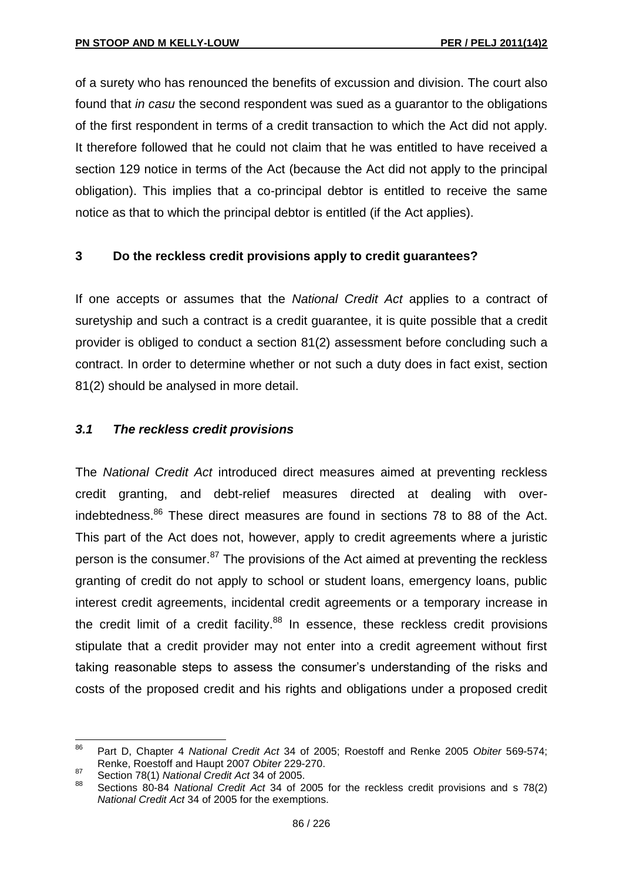of a surety who has renounced the benefits of excussion and division. The court also found that *in casu* the second respondent was sued as a guarantor to the obligations of the first respondent in terms of a credit transaction to which the Act did not apply. It therefore followed that he could not claim that he was entitled to have received a section 129 notice in terms of the Act (because the Act did not apply to the principal obligation). This implies that a co-principal debtor is entitled to receive the same notice as that to which the principal debtor is entitled (if the Act applies).

## 3 Do the reckless credit provisions apply to credit guarantees?

If one accepts or assumes that the *National Credit Act* applies to a contract of suretyship and such a contract is a credit guarantee, it is quite possible that a credit provider is obliged to conduct a section 81(2) assessment before concluding such a contract. In order to determine whether or not such a duty does in fact exist, section 81(2) should be analysed in more detail.

### *3.1 The reckless credit provisions*

The *National Credit Act* introduced direct measures aimed at preventing reckless credit granting, and debt-relief measures directed at dealing with over-indebtedness.[86] These direct measures are found in sections 78 to 88 of the Act. This part of the Act does not, however, apply to credit agreements where a juristic person is the consumer.[87] The provisions of the Act aimed at preventing the reckless granting of credit do not apply to school or student loans, emergency loans, public interest credit agreements, incidental credit agreements or a temporary increase in the credit limit of a credit facility.[88] In essence, these reckless credit provisions stipulate that a credit provider may not enter into a credit agreement without first taking reasonable steps to assess the consumer's understanding of the risks and costs of the proposed credit and his rights and obligations under a proposed credit

---

86 Part D, Chapter 4 *National Credit Act* 34 of 2005; Roestoff and Renke 2005 *Obiter* 569-574; Renke, Roestoff and Haupt 2007 *Obiter* 229-270.

87 Section 78(1) *National Credit Act* 34 of 2005.

88 Sections 80-84 *National Credit Act* 34 of 2005 for the reckless credit provisions and s 78(2) *National Credit Act* 34 of 2005 for the exemptions.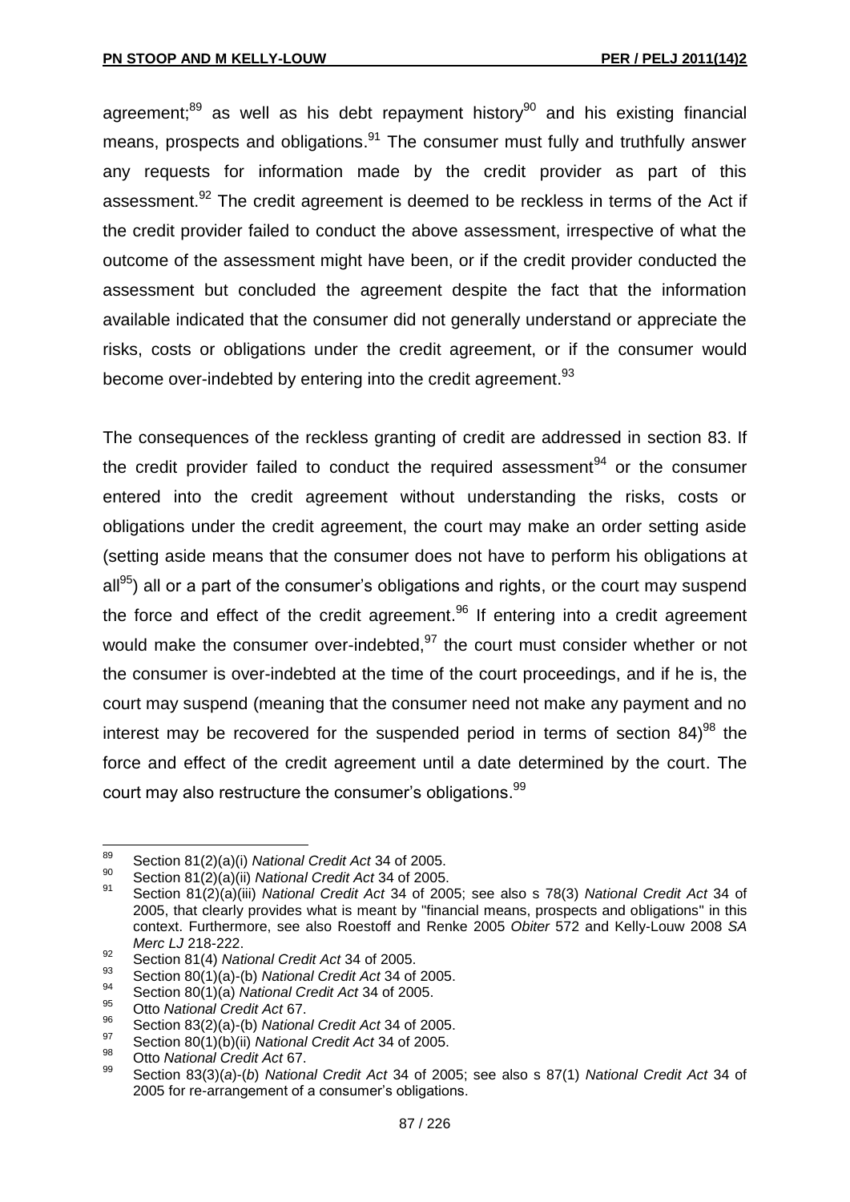agreement;[89] as well as his debt repayment history[90] and his existing financial means, prospects and obligations.[91] The consumer must fully and truthfully answer any requests for information made by the credit provider as part of this assessment.[92] The credit agreement is deemed to be reckless in terms of the Act if the credit provider failed to conduct the above assessment, irrespective of what the outcome of the assessment might have been, or if the credit provider conducted the assessment but concluded the agreement despite the fact that the information available indicated that the consumer did not generally understand or appreciate the risks, costs or obligations under the credit agreement, or if the consumer would become over-indebted by entering into the credit agreement.[93]

The consequences of the reckless granting of credit are addressed in section 83. If the credit provider failed to conduct the required assessment[94] or the consumer entered into the credit agreement without understanding the risks, costs or obligations under the credit agreement, the court may make an order setting aside (setting aside means that the consumer does not have to perform his obligations at all[95]) all or a part of the consumer's obligations and rights, or the court may suspend the force and effect of the credit agreement.[96] If entering into a credit agreement would make the consumer over-indebted,[97] the court must consider whether or not the consumer is over-indebted at the time of the court proceedings, and if he is, the court may suspend (meaning that the consumer need not make any payment and no interest may be recovered for the suspended period in terms of section 84)[98] the force and effect of the credit agreement until a date determined by the court. The court may also restructure the consumer's obligations.[99]

---

89 Section 81(2)(a)(i) *National Credit Act* 34 of 2005.

90 Section 81(2)(a)(ii) *National Credit Act* 34 of 2005.

91 Section 81(2)(a)(iii) *National Credit Act* 34 of 2005; see also s 78(3) *National Credit Act* 34 of 2005, that clearly provides what is meant by "financial means, prospects and obligations" in this context. Furthermore, see also Roestoff and Renke 2005 *Obiter* 572 and Kelly-Louw 2008 *SA Merc LJ* 218-222.

92 Section 81(4) *National Credit Act* 34 of 2005.

93 Section 80(1)(a)-(b) *National Credit Act* 34 of 2005.

94 Section 80(1)(a) *National Credit Act* 34 of 2005.

95 Otto *National Credit Act* 67.

96 Section 83(2)(a)-(b) *National Credit Act* 34 of 2005.

97 Section 80(1)(b)(ii) *National Credit Act* 34 of 2005.

98 Otto *National Credit Act* 67.

99 Section 83(3)(*a*)-(*b*) *National Credit Act* 34 of 2005; see also s 87(1) *National Credit Act* 34 of 2005 for re-arrangement of a consumer's obligations.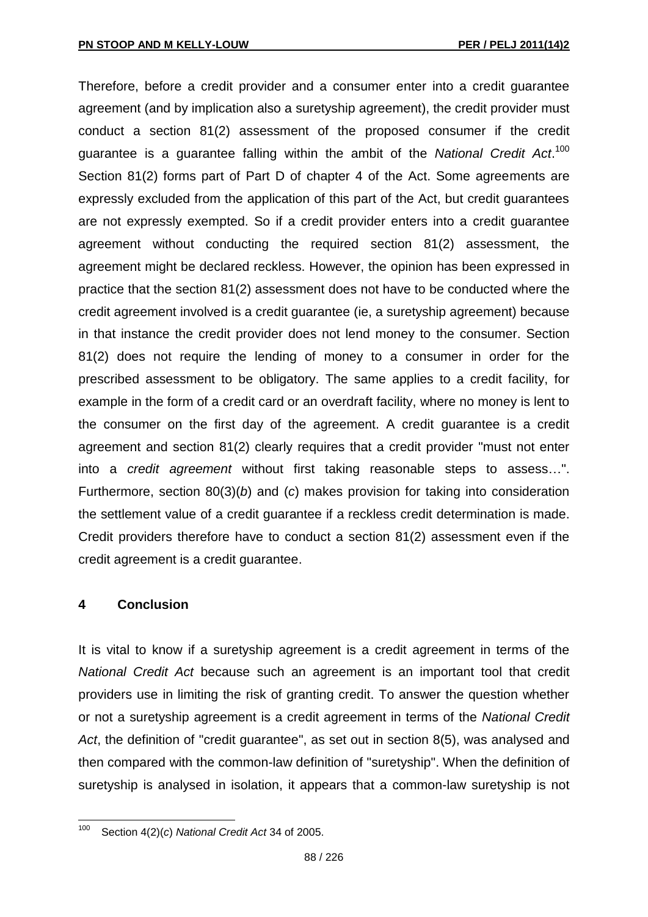Therefore, before a credit provider and a consumer enter into a credit guarantee agreement (and by implication also a suretyship agreement), the credit provider must conduct a section 81(2) assessment of the proposed consumer if the credit guarantee is a guarantee falling within the ambit of the *National Credit Act*.[100] Section 81(2) forms part of Part D of chapter 4 of the Act. Some agreements are expressly excluded from the application of this part of the Act, but credit guarantees are not expressly exempted. So if a credit provider enters into a credit guarantee agreement without conducting the required section 81(2) assessment, the agreement might be declared reckless. However, the opinion has been expressed in practice that the section 81(2) assessment does not have to be conducted where the credit agreement involved is a credit guarantee (ie, a suretyship agreement) because in that instance the credit provider does not lend money to the consumer. Section 81(2) does not require the lending of money to a consumer in order for the prescribed assessment to be obligatory. The same applies to a credit facility, for example in the form of a credit card or an overdraft facility, where no money is lent to the consumer on the first day of the agreement. A credit guarantee is a credit agreement and section 81(2) clearly requires that a credit provider "must not enter into a *credit agreement* without first taking reasonable steps to assess…". Furthermore, section 80(3)(*b*) and (*c*) makes provision for taking into consideration the settlement value of a credit guarantee if a reckless credit determination is made. Credit providers therefore have to conduct a section 81(2) assessment even if the credit agreement is a credit guarantee.

## 4 Conclusion

It is vital to know if a suretyship agreement is a credit agreement in terms of the *National Credit Act* because such an agreement is an important tool that credit providers use in limiting the risk of granting credit. To answer the question whether or not a suretyship agreement is a credit agreement in terms of the *National Credit Act*, the definition of "credit guarantee", as set out in section 8(5), was analysed and then compared with the common-law definition of "suretyship". When the definition of suretyship is analysed in isolation, it appears that a common-law suretyship is not

---

[100] Section 4(2)(*c*) *National Credit Act* 34 of 2005.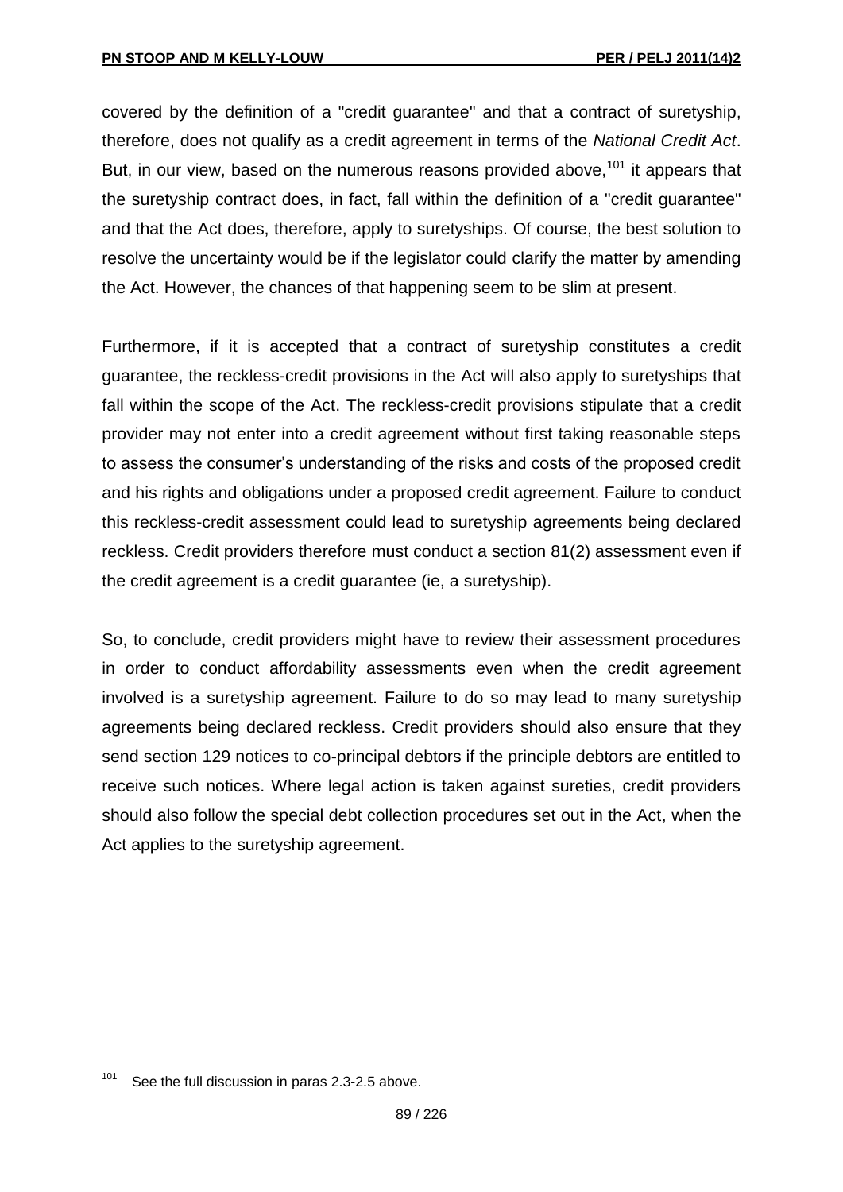covered by the definition of a "credit guarantee" and that a contract of suretyship, therefore, does not qualify as a credit agreement in terms of the *National Credit Act*. But, in our view, based on the numerous reasons provided above,[101] it appears that the suretyship contract does, in fact, fall within the definition of a "credit guarantee" and that the Act does, therefore, apply to suretyships. Of course, the best solution to resolve the uncertainty would be if the legislator could clarify the matter by amending the Act. However, the chances of that happening seem to be slim at present.

Furthermore, if it is accepted that a contract of suretyship constitutes a credit guarantee, the reckless-credit provisions in the Act will also apply to suretyships that fall within the scope of the Act. The reckless-credit provisions stipulate that a credit provider may not enter into a credit agreement without first taking reasonable steps to assess the consumer's understanding of the risks and costs of the proposed credit and his rights and obligations under a proposed credit agreement. Failure to conduct this reckless-credit assessment could lead to suretyship agreements being declared reckless. Credit providers therefore must conduct a section 81(2) assessment even if the credit agreement is a credit guarantee (ie, a suretyship).

So, to conclude, credit providers might have to review their assessment procedures in order to conduct affordability assessments even when the credit agreement involved is a suretyship agreement. Failure to do so may lead to many suretyship agreements being declared reckless. Credit providers should also ensure that they send section 129 notices to co-principal debtors if the principle debtors are entitled to receive such notices. Where legal action is taken against sureties, credit providers should also follow the special debt collection procedures set out in the Act, when the Act applies to the suretyship agreement.

[101] See the full discussion in paras 2.3-2.5 above.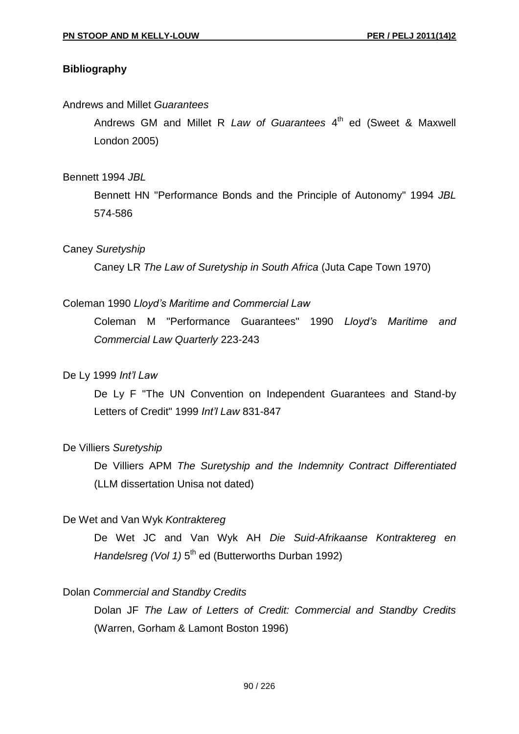## Bibliography

Andrews and Millet *Guarantees*

Andrews GM and Millet R *Law of Guarantees* 4th ed (Sweet & Maxwell London 2005)

Bennett 1994 *JBL*

Bennett HN "Performance Bonds and the Principle of Autonomy" 1994 *JBL* 574-586

Caney *Suretyship*

Caney LR *The Law of Suretyship in South Africa* (Juta Cape Town 1970)

Coleman 1990 *Lloyd's Maritime and Commercial Law*

Coleman M "Performance Guarantees" 1990 *Lloyd's Maritime and Commercial Law Quarterly* 223-243

De Ly 1999 *Int'l Law*

De Ly F "The UN Convention on Independent Guarantees and Stand-by Letters of Credit" 1999 *Int'l Law* 831-847

De Villiers *Suretyship*

De Villiers APM *The Suretyship and the Indemnity Contract Differentiated* (LLM dissertation Unisa not dated)

De Wet and Van Wyk *Kontraktereg*

De Wet JC and Van Wyk AH *Die Suid-Afrikaanse Kontraktereg en Handelsreg (Vol 1)* 5th ed (Butterworths Durban 1992)

Dolan *Commercial and Standby Credits*

Dolan JF *The Law of Letters of Credit: Commercial and Standby Credits* (Warren, Gorham & Lamont Boston 1996)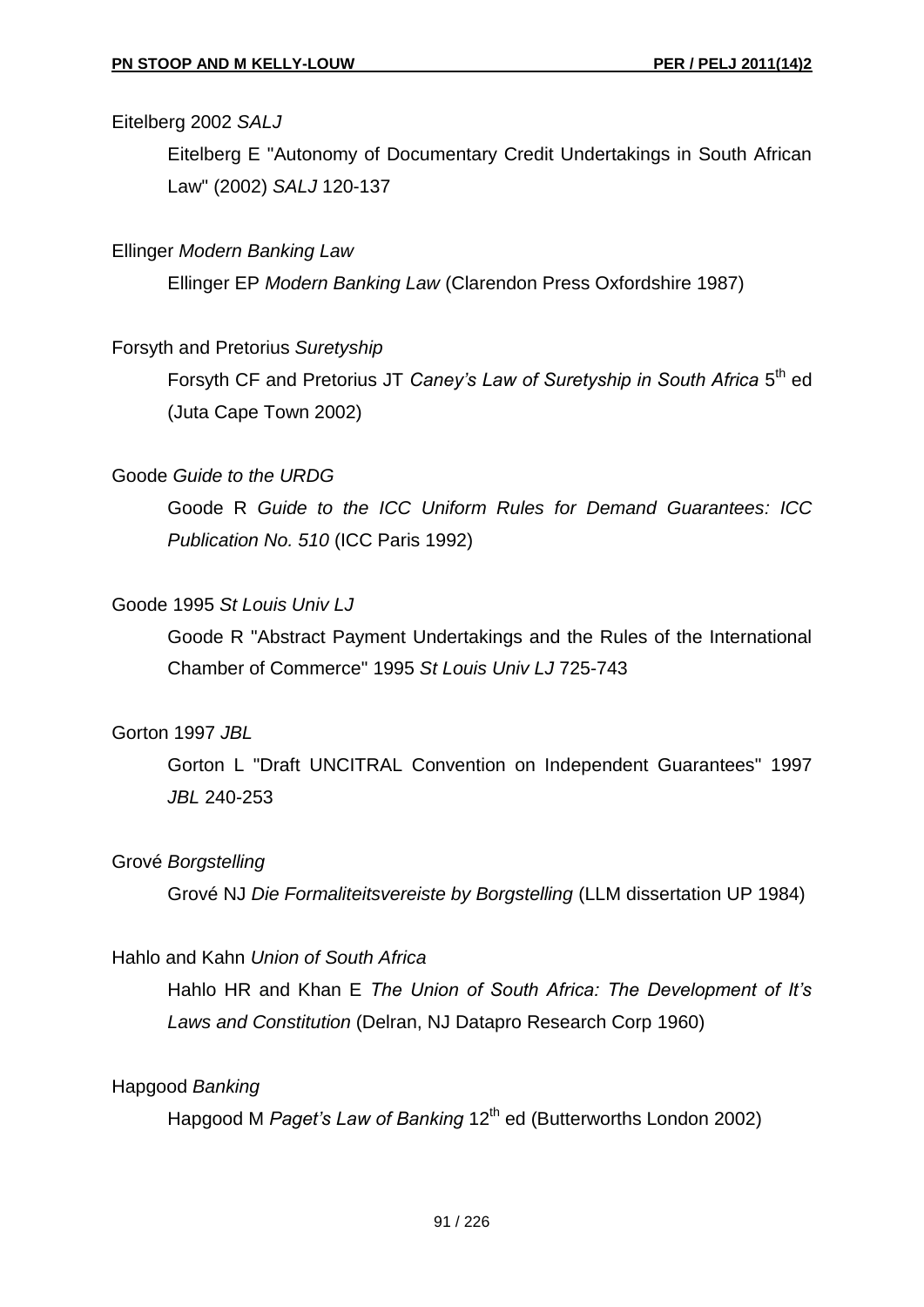Eitelberg 2002 *SALJ*

Eitelberg E "Autonomy of Documentary Credit Undertakings in South African Law" (2002) *SALJ* 120-137

Ellinger *Modern Banking Law*

Ellinger EP *Modern Banking Law* (Clarendon Press Oxfordshire 1987)

Forsyth and Pretorius *Suretyship*

Forsyth CF and Pretorius JT *Caney's Law of Suretyship in South Africa* 5th ed (Juta Cape Town 2002)

Goode *Guide to the URDG*

Goode R *Guide to the ICC Uniform Rules for Demand Guarantees: ICC Publication No. 510* (ICC Paris 1992)

Goode 1995 *St Louis Univ LJ*

Goode R "Abstract Payment Undertakings and the Rules of the International Chamber of Commerce" 1995 *St Louis Univ LJ* 725-743

Gorton 1997 *JBL*

Gorton L "Draft UNCITRAL Convention on Independent Guarantees" 1997 *JBL* 240-253

Grové *Borgstelling*

Grové NJ *Die Formaliteitsvereiste by Borgstelling* (LLM dissertation UP 1984)

Hahlo and Kahn *Union of South Africa*

Hahlo HR and Khan E *The Union of South Africa: The Development of It's Laws and Constitution* (Delran, NJ Datapro Research Corp 1960)

Hapgood *Banking*

Hapgood M *Paget's Law of Banking* 12th ed (Butterworths London 2002)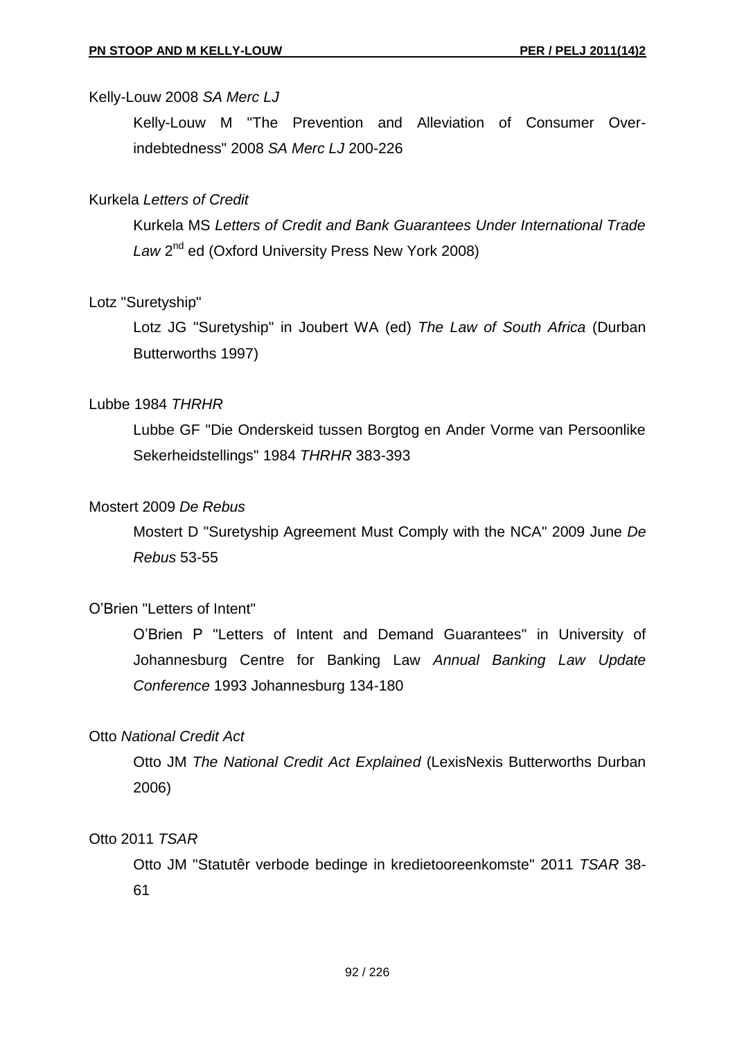Kelly-Louw 2008 *SA Merc LJ*

Kelly-Louw M "The Prevention and Alleviation of Consumer Over-indebtedness" 2008 *SA Merc LJ* 200-226

Kurkela *Letters of Credit*

Kurkela MS *Letters of Credit and Bank Guarantees Under International Trade Law* 2nd ed (Oxford University Press New York 2008)

Lotz "Suretyship"

Lotz JG "Suretyship" in Joubert WA (ed) *The Law of South Africa* (Durban Butterworths 1997)

Lubbe 1984 *THRHR*

Lubbe GF "Die Onderskeid tussen Borgtog en Ander Vorme van Persoonlike Sekerheidstellings" 1984 *THRHR* 383-393

Mostert 2009 *De Rebus*

Mostert D "Suretyship Agreement Must Comply with the NCA" 2009 June *De Rebus* 53-55

O'Brien "Letters of Intent"

O'Brien P "Letters of Intent and Demand Guarantees" in University of Johannesburg Centre for Banking Law *Annual Banking Law Update Conference* 1993 Johannesburg 134-180

Otto *National Credit Act*

Otto JM *The National Credit Act Explained* (LexisNexis Butterworths Durban 2006)

Otto 2011 *TSAR*

Otto JM "Statutêr verbode bedinge in kredietooreenkomste" 2011 *TSAR* 38-61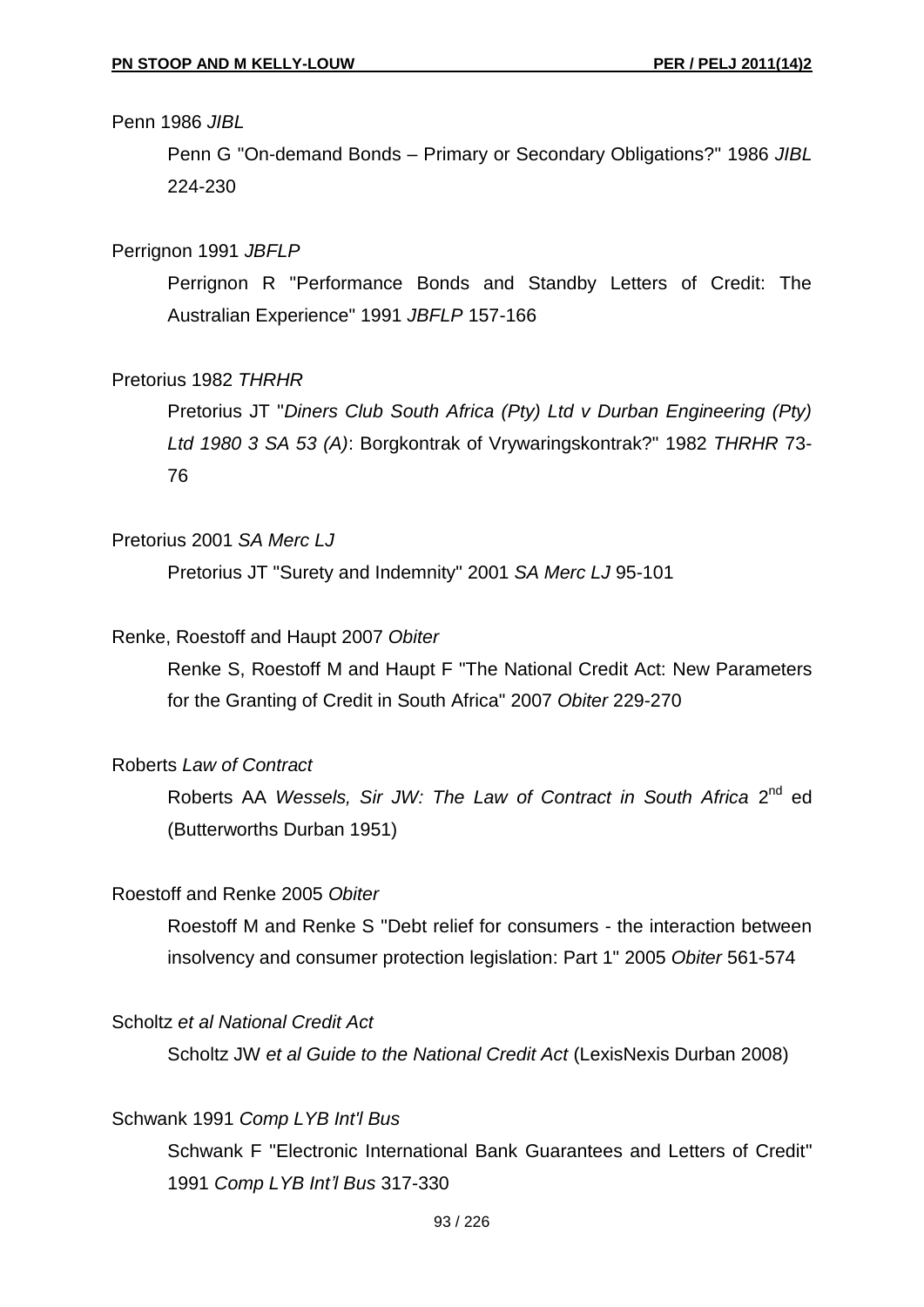Penn 1986 *JIBL*

Penn G "On-demand Bonds – Primary or Secondary Obligations?" 1986 *JIBL* 224-230

Perrignon 1991 *JBFLP*

Perrignon R "Performance Bonds and Standby Letters of Credit: The Australian Experience" 1991 *JBFLP* 157-166

Pretorius 1982 *THRHR*

Pretorius JT "*Diners Club South Africa (Pty) Ltd v Durban Engineering (Pty) Ltd 1980 3 SA 53 (A)*: Borgkontrak of Vrywaringskontrak?" 1982 *THRHR* 73-76

Pretorius 2001 *SA Merc LJ*

Pretorius JT "Surety and Indemnity" 2001 *SA Merc LJ* 95-101

Renke, Roestoff and Haupt 2007 *Obiter*

Renke S, Roestoff M and Haupt F "The National Credit Act: New Parameters for the Granting of Credit in South Africa" 2007 *Obiter* 229-270

Roberts *Law of Contract*

Roberts AA *Wessels, Sir JW: The Law of Contract in South Africa* 2nd ed (Butterworths Durban 1951)

Roestoff and Renke 2005 *Obiter*

Roestoff M and Renke S "Debt relief for consumers - the interaction between insolvency and consumer protection legislation: Part 1" 2005 *Obiter* 561-574

Scholtz *et al National Credit Act*

Scholtz JW *et al Guide to the National Credit Act* (LexisNexis Durban 2008)

Schwank 1991 *Comp LYB Int'l Bus*

Schwank F "Electronic International Bank Guarantees and Letters of Credit" 1991 *Comp LYB Int'l Bus* 317-330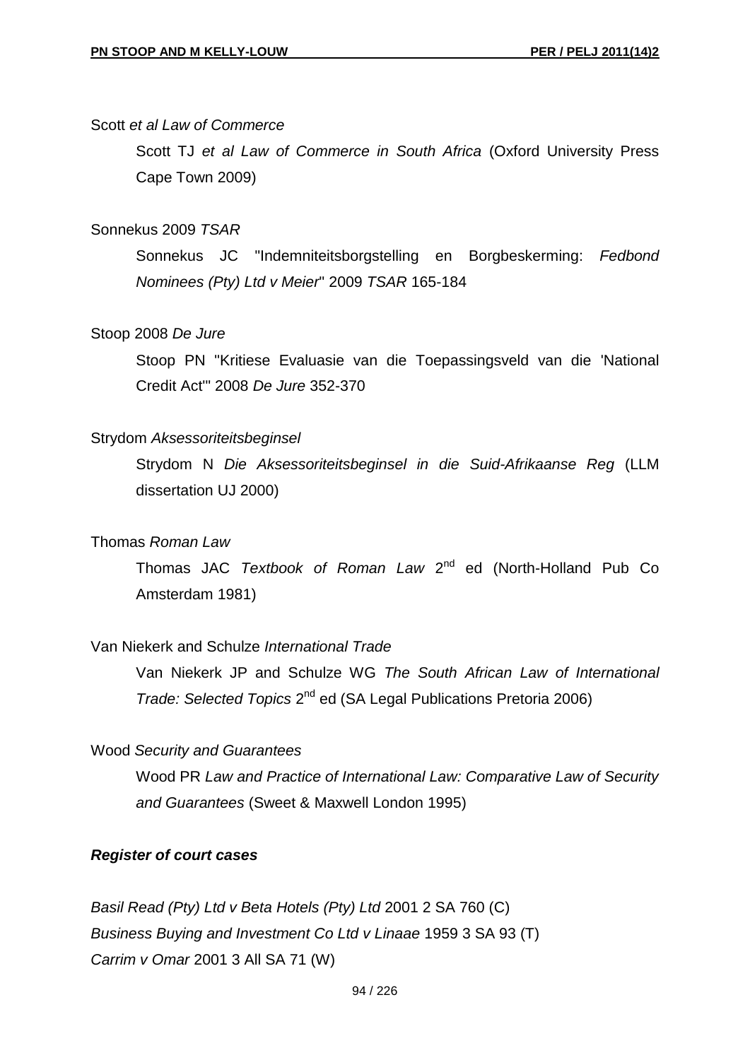Scott *et al Law of Commerce*

Scott TJ *et al Law of Commerce in South Africa* (Oxford University Press Cape Town 2009)

Sonnekus 2009 *TSAR*

Sonnekus JC "Indemniteitsborgstelling en Borgbeskerming: *Fedbond Nominees (Pty) Ltd v Meier*" 2009 *TSAR* 165-184

Stoop 2008 *De Jure*

Stoop PN "Kritiese Evaluasie van die Toepassingsveld van die 'National Credit Act'" 2008 *De Jure* 352-370

Strydom *Aksessoriteitsbeginsel*

Strydom N *Die Aksessoriteitsbeginsel in die Suid-Afrikaanse Reg* (LLM dissertation UJ 2000)

Thomas *Roman Law*

Thomas JAC *Textbook of Roman Law* 2nd ed (North-Holland Pub Co Amsterdam 1981)

Van Niekerk and Schulze *International Trade*

Van Niekerk JP and Schulze WG *The South African Law of International Trade: Selected Topics* 2nd ed (SA Legal Publications Pretoria 2006)

Wood *Security and Guarantees*

Wood PR *Law and Practice of International Law: Comparative Law of Security and Guarantees* (Sweet & Maxwell London 1995)

***Register of court cases***

*Basil Read (Pty) Ltd v Beta Hotels (Pty) Ltd* 2001 2 SA 760 (C)
*Business Buying and Investment Co Ltd v Linaae* 1959 3 SA 93 (T)
*Carrim v Omar* 2001 3 All SA 71 (W)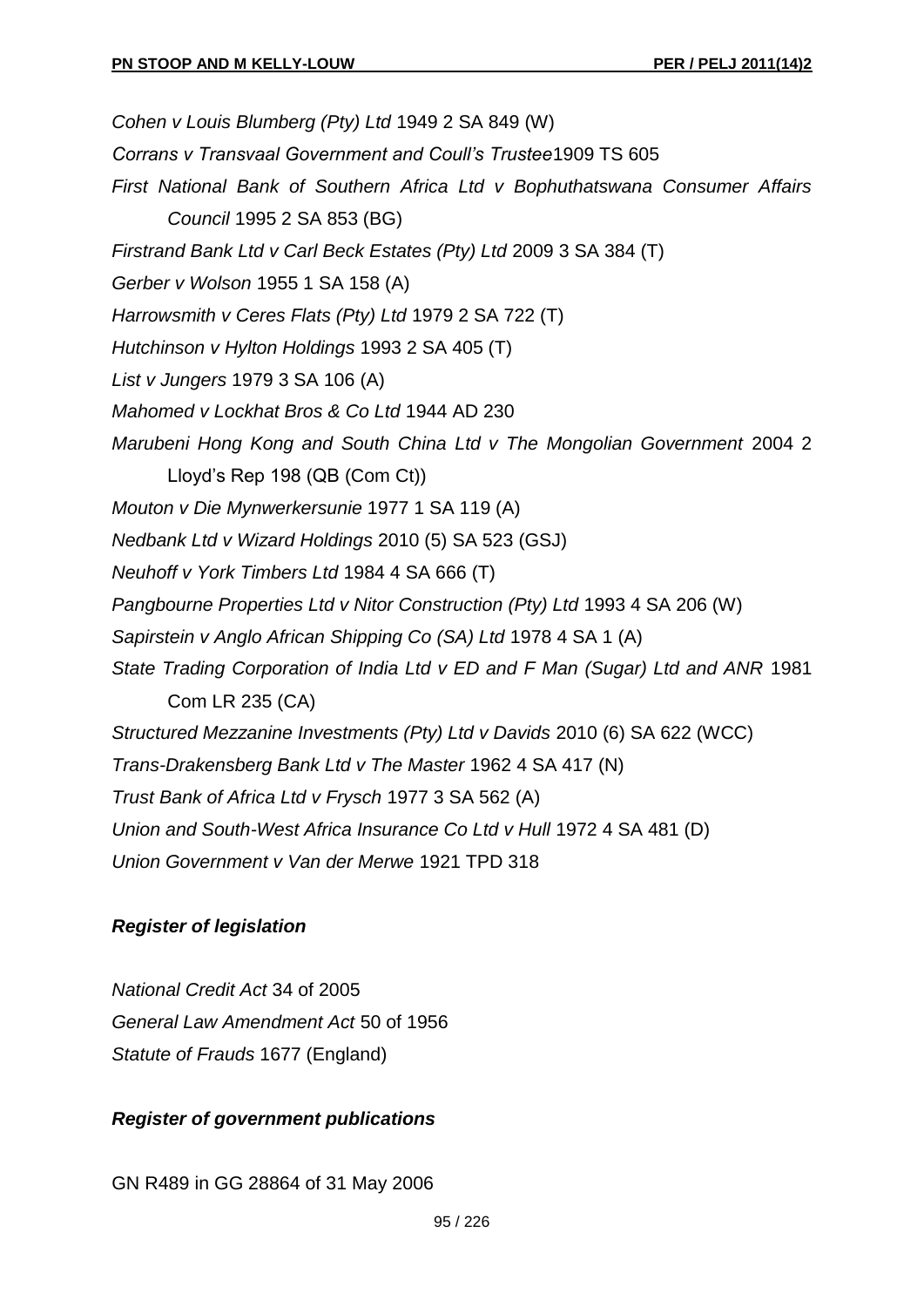*Cohen v Louis Blumberg (Pty) Ltd* 1949 2 SA 849 (W)

*Corrans v Transvaal Government and Coull's Trustee*1909 TS 605

*First National Bank of Southern Africa Ltd v Bophuthatswana Consumer Affairs Council* 1995 2 SA 853 (BG)

*Firstrand Bank Ltd v Carl Beck Estates (Pty) Ltd* 2009 3 SA 384 (T)

*Gerber v Wolson* 1955 1 SA 158 (A)

*Harrowsmith v Ceres Flats (Pty) Ltd* 1979 2 SA 722 (T)

*Hutchinson v Hylton Holdings* 1993 2 SA 405 (T)

*List v Jungers* 1979 3 SA 106 (A)

*Mahomed v Lockhat Bros & Co Ltd* 1944 AD 230

*Marubeni Hong Kong and South China Ltd v The Mongolian Government* 2004 2 Lloyd's Rep 198 (QB (Com Ct))

*Mouton v Die Mynwerkersunie* 1977 1 SA 119 (A)

*Nedbank Ltd v Wizard Holdings* 2010 (5) SA 523 (GSJ)

*Neuhoff v York Timbers Ltd* 1984 4 SA 666 (T)

*Pangbourne Properties Ltd v Nitor Construction (Pty) Ltd* 1993 4 SA 206 (W)

*Sapirstein v Anglo African Shipping Co (SA) Ltd* 1978 4 SA 1 (A)

*State Trading Corporation of India Ltd v ED and F Man (Sugar) Ltd and ANR* 1981 Com LR 235 (CA)

*Structured Mezzanine Investments (Pty) Ltd v Davids* 2010 (6) SA 622 (WCC)

*Trans-Drakensberg Bank Ltd v The Master* 1962 4 SA 417 (N)

*Trust Bank of Africa Ltd v Frysch* 1977 3 SA 562 (A)

*Union and South-West Africa Insurance Co Ltd v Hull* 1972 4 SA 481 (D)

*Union Government v Van der Merwe* 1921 TPD 318

## *Register of legislation*

*National Credit Act* 34 of 2005

*General Law Amendment Act* 50 of 1956

*Statute of Frauds* 1677 (England)

## *Register of government publications*

GN R489 in GG 28864 of 31 May 2006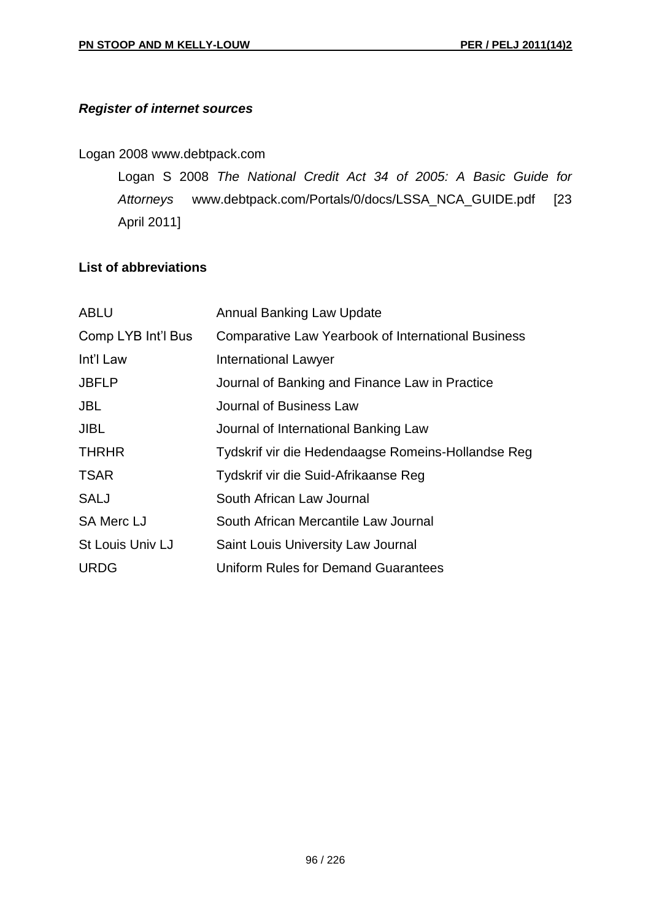### *Register of internet sources*

Logan 2008 www.debtpack.com

Logan S 2008 *The National Credit Act 34 of 2005: A Basic Guide for Attorneys* www.debtpack.com/Portals/0/docs/LSSA_NCA_GUIDE.pdf [23 April 2011]

### **List of abbreviations**

| | |
|---|---|
| ABLU | Annual Banking Law Update |
| Comp LYB Int'l Bus | Comparative Law Yearbook of International Business |
| Int'l Law | International Lawyer |
| JBFLP | Journal of Banking and Finance Law in Practice |
| JBL | Journal of Business Law |
| JIBL | Journal of International Banking Law |
| THRHR | Tydskrif vir die Hedendaagse Romeins-Hollandse Reg |
| TSAR | Tydskrif vir die Suid-Afrikaanse Reg |
| SALJ | South African Law Journal |
| SA Merc LJ | South African Mercantile Law Journal |
| St Louis Univ LJ | Saint Louis University Law Journal |
| URDG | Uniform Rules for Demand Guarantees |